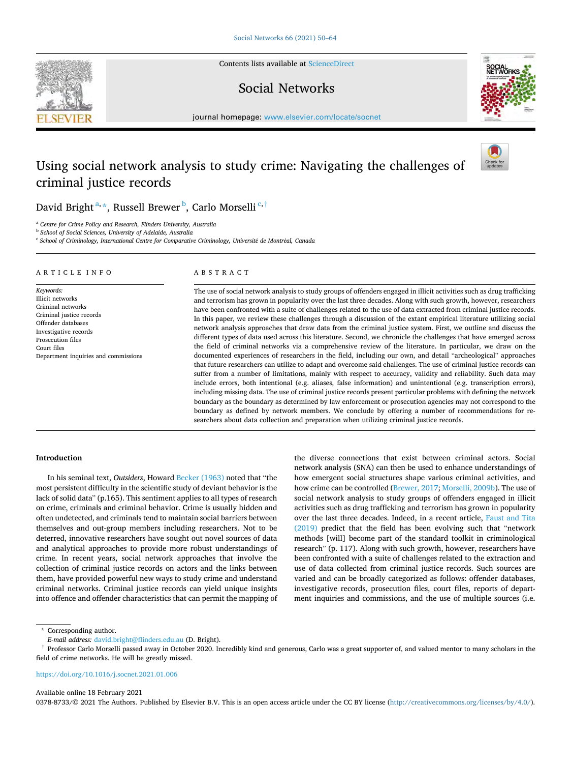# Using social network analysis to study crime: Navigating the challenges of criminal justice records

David Bright[a,*], Russell Brewer[b], Carlo Morselli[c,†]

[a] Centre for Crime Policy and Research, Flinders University, Australia
[b] School of Social Sciences, University of Adelaide, Australia
[c] School of Criminology, International Centre for Comparative Criminology, Université de Montréal, Canada

## ARTICLE INFO

*Keywords:*
Illicit networks
Criminal networks
Criminal justice records
Offender databases
Investigative records
Prosecution files
Court files
Department inquiries and commissions

## ABSTRACT

The use of social network analysis to study groups of offenders engaged in illicit activities such as drug trafficking and terrorism has grown in popularity over the last three decades. Along with such growth, however, researchers have been confronted with a suite of challenges related to the use of data extracted from criminal justice records. In this paper, we review these challenges through a discussion of the extant empirical literature utilizing social network analysis approaches that draw data from the criminal justice system. First, we outline and discuss the different types of data used across this literature. Second, we chronicle the challenges that have emerged across the field of criminal networks via a comprehensive review of the literature. In particular, we draw on the documented experiences of researchers in the field, including our own, and detail "archeological" approaches that future researchers can utilize to adapt and overcome said challenges. The use of criminal justice records can suffer from a number of limitations, mainly with respect to accuracy, validity and reliability. Such data may include errors, both intentional (e.g. aliases, false information) and unintentional (e.g. transcription errors), including missing data. The use of criminal justice records present particular problems with defining the network boundary as the boundary as determined by law enforcement or prosecution agencies may not correspond to the boundary as defined by network members. We conclude by offering a number of recommendations for researchers about data collection and preparation when utilizing criminal justice records.

## Introduction

In his seminal text, *Outsiders*, Howard Becker (1963) noted that "the most persistent difficulty in the scientific study of deviant behavior is the lack of solid data" (p.165). This sentiment applies to all types of research on crime, criminals and criminal behavior. Crime is usually hidden and often undetected, and criminals tend to maintain social barriers between themselves and out-group members including researchers. Not to be deterred, innovative researchers have sought out novel sources of data and analytical approaches to provide more robust understandings of crime. In recent years, social network approaches that involve the collection of criminal justice records on actors and the links between them, have provided powerful new ways to study crime and understand criminal networks. Criminal justice records can yield unique insights into offence and offender characteristics that can permit the mapping of the diverse connections that exist between criminal actors. Social network analysis (SNA) can then be used to enhance understandings of how emergent social structures shape various criminal activities, and how crime can be controlled (Brewer, 2017; Morselli, 2009b). The use of social network analysis to study groups of offenders engaged in illicit activities such as drug trafficking and terrorism has grown in popularity over the last three decades. Indeed, in a recent article, Faust and Tita (2019) predict that the field has been evolving such that "network methods [will] become part of the standard toolkit in criminological research" (p. 117). Along with such growth, however, researchers have been confronted with a suite of challenges related to the extraction and use of data collected from criminal justice records. Such sources are varied and can be broadly categorized as follows: offender databases, investigative records, prosecution files, court files, reports of department inquiries and commissions, and the use of multiple sources (i.e.

---

* Corresponding author.
*E-mail address:* david.bright@flinders.edu.au (D. Bright).
† Professor Carlo Morselli passed away in October 2020. Incredibly kind and generous, Carlo was a great supporter of, and valued mentor to many scholars in the field of crime networks. He will be greatly missed.

https://doi.org/10.1016/j.socnet.2021.01.006

Available online 18 February 2021
0378-8733/© 2021 The Authors. Published by Elsevier B.V. This is an open access article under the CC BY license (http://creativecommons.org/licenses/by/4.0/).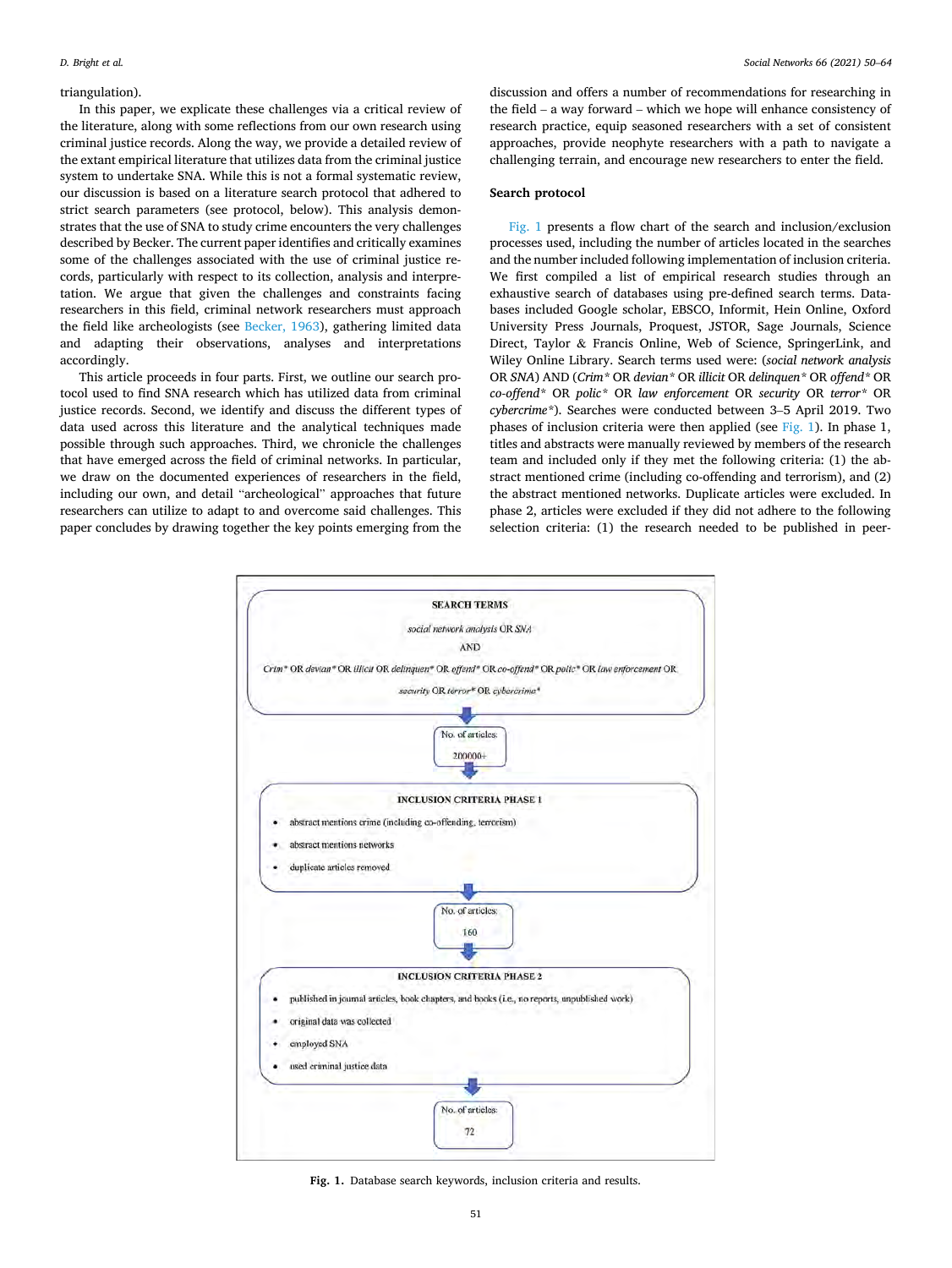triangulation).

In this paper, we explicate these challenges via a critical review of the literature, along with some reflections from our own research using criminal justice records. Along the way, we provide a detailed review of the extant empirical literature that utilizes data from the criminal justice system to undertake SNA. While this is not a formal systematic review, our discussion is based on a literature search protocol that adhered to strict search parameters (see protocol, below). This analysis demonstrates that the use of SNA to study crime encounters the very challenges described by Becker. The current paper identifies and critically examines some of the challenges associated with the use of criminal justice records, particularly with respect to its collection, analysis and interpretation. We argue that given the challenges and constraints facing researchers in this field, criminal network researchers must approach the field like archeologists (see Becker, 1963), gathering limited data and adapting their observations, analyses and interpretations accordingly.

This article proceeds in four parts. First, we outline our search protocol used to find SNA research which has utilized data from criminal justice records. Second, we identify and discuss the different types of data used across this literature and the analytical techniques made possible through such approaches. Third, we chronicle the challenges that have emerged across the field of criminal networks. In particular, we draw on the documented experiences of researchers in the field, including our own, and detail "archeological" approaches that future researchers can utilize to adapt to and overcome said challenges. This paper concludes by drawing together the key points emerging from the discussion and offers a number of recommendations for researching in the field – a way forward – which we hope will enhance consistency of research practice, equip seasoned researchers with a set of consistent approaches, provide neophyte researchers with a path to navigate a challenging terrain, and encourage new researchers to enter the field.

## Search protocol

Fig. 1 presents a flow chart of the search and inclusion/exclusion processes used, including the number of articles located in the searches and the number included following implementation of inclusion criteria. We first compiled a list of empirical research studies through an exhaustive search of databases using pre-defined search terms. Databases included Google scholar, EBSCO, Informit, Hein Online, Oxford University Press Journals, Proquest, JSTOR, Sage Journals, Science Direct, Taylor & Francis Online, Web of Science, SpringerLink, and Wiley Online Library. Search terms used were: (*social network analysis* OR *SNA*) AND (*Crim\** OR *devian\** OR *illicit* OR *delinquen\** OR *offend\** OR *co-offend\** OR *polic\** OR *law enforcement* OR *security* OR *terror\** OR *cybercrime\**). Searches were conducted between 3–5 April 2019. Two phases of inclusion criteria were then applied (see Fig. 1). In phase 1, titles and abstracts were manually reviewed by members of the research team and included only if they met the following criteria: (1) the abstract mentioned crime (including co-offending and terrorism), and (2) the abstract mentioned networks. Duplicate articles were excluded. In phase 2, articles were excluded if they did not adhere to the following selection criteria: (1) the research needed to be published in peer-

**SEARCH TERMS**

*social network analysis* OR *SNA*

AND

*Crim\** OR *devian\** OR *illicit* OR *delinquen\** OR *offend\** OR *co-offend\** OR *polic\** OR *law enforcement* OR *security* OR *terror\** OR *cybercrime\**

↓

No. of articles: 200000+

↓

**INCLUSION CRITERIA PHASE 1**

- abstract mentions crime (including co-offending, terrorism)
- abstract mentions networks
- duplicate articles removed

↓

No. of articles: 160

↓

**INCLUSION CRITERIA PHASE 2**

- published in journal articles, book chapters, and books (i.e., no reports, unpublished work)
- original data was collected
- employed SNA
- used criminal justice data

↓

No. of articles: 72

**Fig. 1.** Database search keywords, inclusion criteria and results.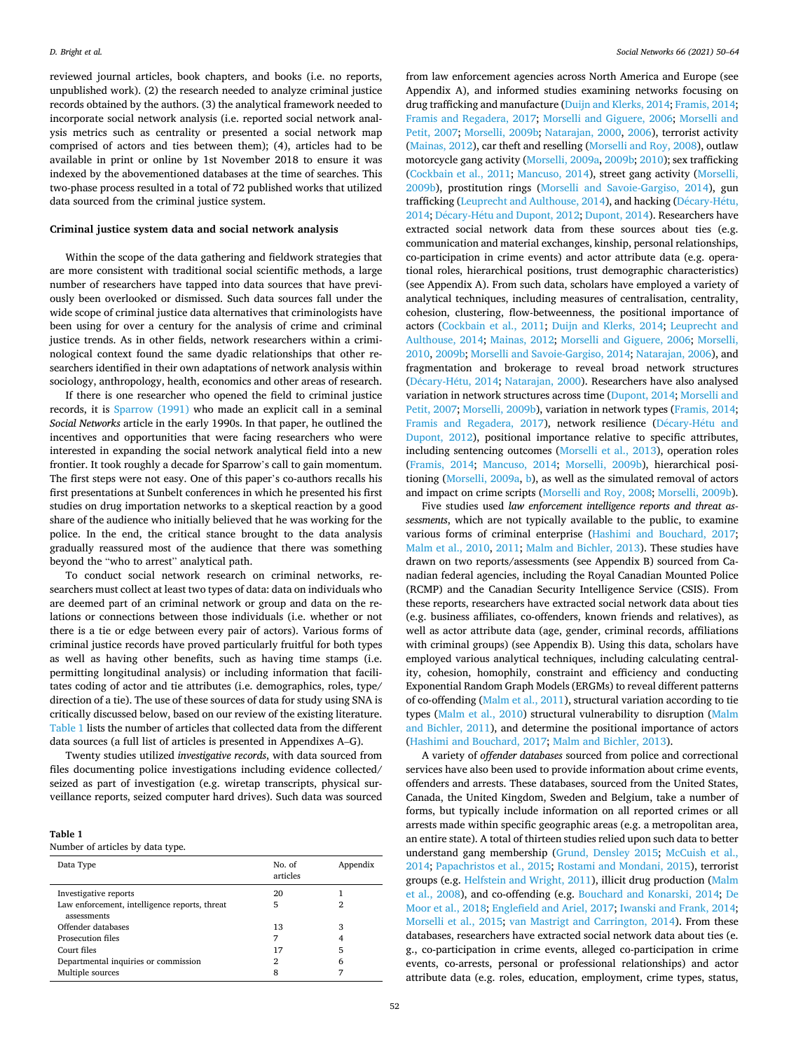reviewed journal articles, book chapters, and books (i.e. no reports, unpublished work). (2) the research needed to analyze criminal justice records obtained by the authors. (3) the analytical framework needed to incorporate social network analysis (i.e. reported social network analysis metrics such as centrality or presented a social network map comprised of actors and ties between them); (4), articles had to be available in print or online by 1st November 2018 to ensure it was indexed by the abovementioned databases at the time of searches. This two-phase process resulted in a total of 72 published works that utilized data sourced from the criminal justice system.

## Criminal justice system data and social network analysis

Within the scope of the data gathering and fieldwork strategies that are more consistent with traditional social scientific methods, a large number of researchers have tapped into data sources that have previously been overlooked or dismissed. Such data sources fall under the wide scope of criminal justice data alternatives that criminologists have been using for over a century for the analysis of crime and criminal justice trends. As in other fields, network researchers within a criminological context found the same dyadic relationships that other researchers identified in their own adaptations of network analysis within sociology, anthropology, health, economics and other areas of research.

If there is one researcher who opened the field to criminal justice records, it is Sparrow (1991) who made an explicit call in a seminal *Social Networks* article in the early 1990s. In that paper, he outlined the incentives and opportunities that were facing researchers who were interested in expanding the social network analytical field into a new frontier. It took roughly a decade for Sparrow's call to gain momentum. The first steps were not easy. One of this paper's co-authors recalls his first presentations at Sunbelt conferences in which he presented his first studies on drug importation networks to a skeptical reaction by a good share of the audience who initially believed that he was working for the police. In the end, the critical stance brought to the data analysis gradually reassured most of the audience that there was something beyond the "who to arrest" analytical path.

To conduct social network research on criminal networks, researchers must collect at least two types of data: data on individuals who are deemed part of an criminal network or group and data on the relations or connections between those individuals (i.e. whether or not there is a tie or edge between every pair of actors). Various forms of criminal justice records have proved particularly fruitful for both types as well as having other benefits, such as having time stamps (i.e. permitting longitudinal analysis) or including information that facilitates coding of actor and tie attributes (i.e. demographics, roles, type/direction of a tie). The use of these sources of data for study using SNA is critically discussed below, based on our review of the existing literature. Table 1 lists the number of articles that collected data from the different data sources (a full list of articles is presented in Appendixes A–G).

Twenty studies utilized *investigative records*, with data sourced from files documenting police investigations including evidence collected/seized as part of investigation (e.g. wiretap transcripts, physical surveillance reports, seized computer hard drives). Such data was sourced from law enforcement agencies across North America and Europe (see Appendix A), and informed studies examining networks focusing on drug trafficking and manufacture (Duijn and Klerks, 2014; Framis, 2014; Framis and Regadera, 2017; Morselli and Giguere, 2006; Morselli and Petit, 2007; Morselli, 2009b; Natarajan, 2000, 2006), terrorist activity (Mainas, 2012), car theft and reselling (Morselli and Roy, 2008), outlaw motorcycle gang activity (Morselli, 2009a, 2009b; 2010), sex trafficking (Cockbain et al., 2011; Mancuso, 2014), street gang activity (Morselli, 2009b), prostitution rings (Morselli and Savoie-Gargiso, 2014), gun trafficking (Leuprecht and Aulthouse, 2014), and hacking (Décary-Hétu, 2014; Décary-Hétu and Dupont, 2012; Dupont, 2014). Researchers have extracted social network data from these sources about ties (e.g. communication and material exchanges, kinship, personal relationships, co-participation in crime events) and actor attribute data (e.g. operational roles, hierarchical positions, trust demographic characteristics) (see Appendix A). From such data, scholars have employed a variety of analytical techniques, including measures of centralisation, centrality, cohesion, clustering, flow-betweenness, the positional importance of actors (Cockbain et al., 2011; Duijn and Klerks, 2014; Leuprecht and Aulthouse, 2014; Mainas, 2012; Morselli and Giguere, 2006; Morselli, 2010, 2009b; Morselli and Savoie-Gargiso, 2014; Natarajan, 2006), and fragmentation and brokerage to reveal broad network structures (Décary-Hétu, 2014; Natarajan, 2000). Researchers have also analysed variation in network structures across time (Dupont, 2014; Morselli and Petit, 2007; Morselli, 2009b), variation in network types (Framis, 2014; Framis and Regadera, 2017), network resilience (Décary-Hétu and Dupont, 2012), positional importance relative to specific attributes, including sentencing outcomes (Morselli et al., 2013), operation roles (Framis, 2014; Mancuso, 2014; Morselli, 2009b), hierarchical positioning (Morselli, 2009a, b), as well as the simulated removal of actors and impact on crime scripts (Morselli and Roy, 2008; Morselli, 2009b).

Five studies used *law enforcement intelligence reports and threat assessments*, which are not typically available to the public, to examine various forms of criminal enterprise (Hashimi and Bouchard, 2017; Malm et al., 2010, 2011; Malm and Bichler, 2013). These studies have drawn on two reports/assessments (see Appendix B) sourced from Canadian federal agencies, including the Royal Canadian Mounted Police (RCMP) and the Canadian Security Intelligence Service (CSIS). From these reports, researchers have extracted social network data about ties (e.g. business affiliates, co-offenders, known friends and relatives), as well as actor attribute data (age, gender, criminal records, affiliations with criminal groups) (see Appendix B). Using this data, scholars have employed various analytical techniques, including calculating centrality, cohesion, homophily, constraint and efficiency and conducting Exponential Random Graph Models (ERGMs) to reveal different patterns of co-offending (Malm et al., 2011), structural variation according to tie types (Malm et al., 2010) structural vulnerability to disruption (Malm and Bichler, 2011), and determine the positional importance of actors (Hashimi and Bouchard, 2017; Malm and Bichler, 2013).

A variety of *offender databases* sourced from police and correctional services have also been used to provide information about crime events, offenders and arrests. These databases, sourced from the United States, Canada, the United Kingdom, Sweden and Belgium, take a number of forms, but typically include information on all reported crimes or all arrests made within specific geographic areas (e.g. a metropolitan area, an entire state). A total of thirteen studies relied upon such data to better understand gang membership (Grund, Densley 2015; McCuish et al., 2014; Papachristos et al., 2015; Rostami and Mondani, 2015), terrorist groups (e.g. Helfstein and Wright, 2011), illicit drug production (Malm et al., 2008), and co-offending (e.g. Bouchard and Konarski, 2014; De Moor et al., 2018; Englefield and Ariel, 2017; Iwanski and Frank, 2014; Morselli et al., 2015; van Mastrigt and Carrington, 2014). From these databases, researchers have extracted social network data about ties (e.g., co-participation in crime events, alleged co-participation in crime events, co-arrests, personal or professional relationships) and actor attribute data (e.g. roles, education, employment, crime types, status,

**Table 1**
Number of articles by data type.

| Data Type | No. of articles | Appendix |
|---|---|---|
| Investigative reports | 20 | 1 |
| Law enforcement, intelligence reports, threat assessments | 5 | 2 |
| Offender databases | 13 | 3 |
| Prosecution files | 7 | 4 |
| Court files | 17 | 5 |
| Departmental inquiries or commission | 2 | 6 |
| Multiple sources | 8 | 7 |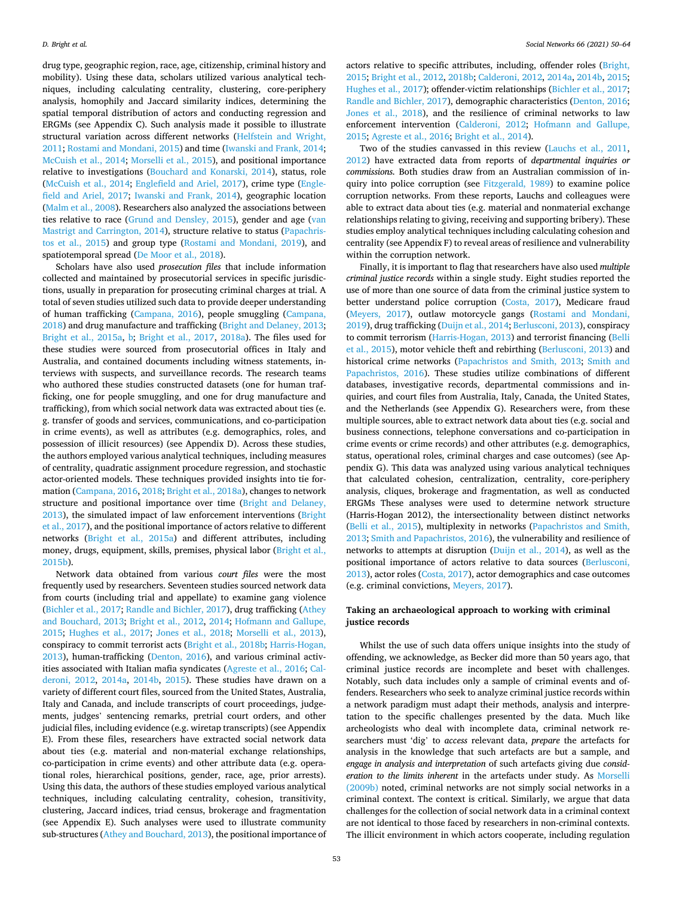drug type, geographic region, race, age, citizenship, criminal history and mobility). Using these data, scholars utilized various analytical techniques, including calculating centrality, clustering, core-periphery analysis, homophily and Jaccard similarity indices, determining the spatial temporal distribution of actors and conducting regression and ERGMs (see Appendix C). Such analysis made it possible to illustrate structural variation across different networks (Helfstein and Wright, 2011; Rostami and Mondani, 2015) and time (Iwanski and Frank, 2014; McCuish et al., 2014; Morselli et al., 2015), and positional importance relative to investigations (Bouchard and Konarski, 2014), status, role (McCuish et al., 2014; Englefield and Ariel, 2017), crime type (Englefield and Ariel, 2017; Iwanski and Frank, 2014), geographic location (Malm et al., 2008). Researchers also analyzed the associations between ties relative to race (Grund and Densley, 2015), gender and age (van Mastrigt and Carrington, 2014), structure relative to status (Papachristos et al., 2015) and group type (Rostami and Mondani, 2019), and spatiotemporal spread (De Moor et al., 2018).

Scholars have also used *prosecution files* that include information collected and maintained by prosecutorial services in specific jurisdictions, usually in preparation for prosecuting criminal charges at trial. A total of seven studies utilized such data to provide deeper understanding of human trafficking (Campana, 2016), people smuggling (Campana, 2018) and drug manufacture and trafficking (Bright and Delaney, 2013; Bright et al., 2015a, b; Bright et al., 2017, 2018a). The files used for these studies were sourced from prosecutorial offices in Italy and Australia, and contained documents including witness statements, interviews with suspects, and surveillance records. The research teams who authored these studies constructed datasets (one for human trafficking, one for people smuggling, and one for drug manufacture and trafficking), from which social network data was extracted about ties (e.g. transfer of goods and services, communications, and co-participation in crime events), as well as attributes (e.g. demographics, roles, and possession of illicit resources) (see Appendix D). Across these studies, the authors employed various analytical techniques, including measures of centrality, quadratic assignment procedure regression, and stochastic actor-oriented models. These techniques provided insights into tie formation (Campana, 2016, 2018; Bright et al., 2018a), changes to network structure and positional importance over time (Bright and Delaney, 2013), the simulated impact of law enforcement interventions (Bright et al., 2017), and the positional importance of actors relative to different networks (Bright et al., 2015a) and different attributes, including money, drugs, equipment, skills, premises, physical labor (Bright et al., 2015b).

Network data obtained from various *court files* were the most frequently used by researchers. Seventeen studies sourced network data from courts (including trial and appellate) to examine gang violence (Bichler et al., 2017; Randle and Bichler, 2017), drug trafficking (Athey and Bouchard, 2013; Bright et al., 2012, 2014; Hofmann and Gallupe, 2015; Hughes et al., 2017; Jones et al., 2018; Morselli et al., 2013), conspiracy to commit terrorist acts (Bright et al., 2018b; Harris-Hogan, 2013), human-trafficking (Denton, 2016), and various criminal activities associated with Italian mafia syndicates (Agreste et al., 2016; Calderoni, 2012, 2014a, 2014b, 2015). These studies have drawn on a variety of different court files, sourced from the United States, Australia, Italy and Canada, and include transcripts of court proceedings, judgements, judges' sentencing remarks, pretrial court orders, and other judicial files, including evidence (e.g. wiretap transcripts) (see Appendix E). From these files, researchers have extracted social network data about ties (e.g. material and non-material exchange relationships, co-participation in crime events) and other attribute data (e.g. operational roles, hierarchical positions, gender, race, age, prior arrests). Using this data, the authors of these studies employed various analytical techniques, including calculating centrality, cohesion, transitivity, clustering, Jaccard indices, triad census, brokerage and fragmentation (see Appendix E). Such analyses were used to illustrate community sub-structures (Athey and Bouchard, 2013), the positional importance of actors relative to specific attributes, including, offender roles (Bright, 2015; Bright et al., 2012, 2018b; Calderoni, 2012, 2014a, 2014b, 2015; Hughes et al., 2017); offender-victim relationships (Bichler et al., 2017; Randle and Bichler, 2017), demographic characteristics (Denton, 2016; Jones et al., 2018), and the resilience of criminal networks to law enforcement intervention (Calderoni, 2012; Hofmann and Gallupe, 2015; Agreste et al., 2016; Bright et al., 2014).

Two of the studies canvassed in this review (Lauchs et al., 2011, 2012) have extracted data from reports of *departmental inquiries or commissions*. Both studies draw from an Australian commission of inquiry into police corruption (see Fitzgerald, 1989) to examine police corruption networks. From these reports, Lauchs and colleagues were able to extract data about ties (e.g. material and nonmaterial exchange relationships relating to giving, receiving and supporting bribery). These studies employ analytical techniques including calculating cohesion and centrality (see Appendix F) to reveal areas of resilience and vulnerability within the corruption network.

Finally, it is important to flag that researchers have also used *multiple criminal justice records* within a single study. Eight studies reported the use of more than one source of data from the criminal justice system to better understand police corruption (Costa, 2017), Medicare fraud (Meyers, 2017), outlaw motorcycle gangs (Rostami and Mondani, 2019), drug trafficking (Duijn et al., 2014; Berlusconi, 2013), conspiracy to commit terrorism (Harris-Hogan, 2013) and terrorist financing (Belli et al., 2015), motor vehicle theft and rebirthing (Berlusconi, 2013) and historical crime networks (Papachristos and Smith, 2013; Smith and Papachristos, 2016). These studies utilize combinations of different databases, investigative records, departmental commissions and inquiries, and court files from Australia, Italy, Canada, the United States, and the Netherlands (see Appendix G). Researchers were, from these multiple sources, able to extract network data about ties (e.g. social and business connections, telephone conversations and co-participation in crime events or crime records) and other attributes (e.g. demographics, status, operational roles, criminal charges and case outcomes) (see Appendix G). This data was analyzed using various analytical techniques that calculated cohesion, centralization, centrality, core-periphery analysis, cliques, brokerage and fragmentation, as well as conducted ERGMs These analyses were used to determine network structure (Harris-Hogan 2012), the intersectionality between distinct networks (Belli et al., 2015), multiplexity in networks (Papachristos and Smith, 2013; Smith and Papachristos, 2016), the vulnerability and resilience of networks to attempts at disruption (Duijn et al., 2014), as well as the positional importance of actors relative to data sources (Berlusconi, 2013), actor roles (Costa, 2017), actor demographics and case outcomes (e.g. criminal convictions, Meyers, 2017).

## Taking an archaeological approach to working with criminal justice records

Whilst the use of such data offers unique insights into the study of offending, we acknowledge, as Becker did more than 50 years ago, that criminal justice records are incomplete and beset with challenges. Notably, such data includes only a sample of criminal events and offenders. Researchers who seek to analyze criminal justice records within a network paradigm must adapt their methods, analysis and interpretation to the specific challenges presented by the data. Much like archeologists who deal with incomplete data, criminal network researchers must 'dig' to *access* relevant data, *prepare* the artefacts for analysis in the knowledge that such artefacts are but a sample, and *engage in analysis and interpretation* of such artefacts giving due *consideration to the limits inherent* in the artefacts under study. As Morselli (2009b) noted, criminal networks are not simply social networks in a criminal context. The context is critical. Similarly, we argue that data challenges for the collection of social network data in a criminal context are not identical to those faced by researchers in non-criminal contexts. The illicit environment in which actors cooperate, including regulation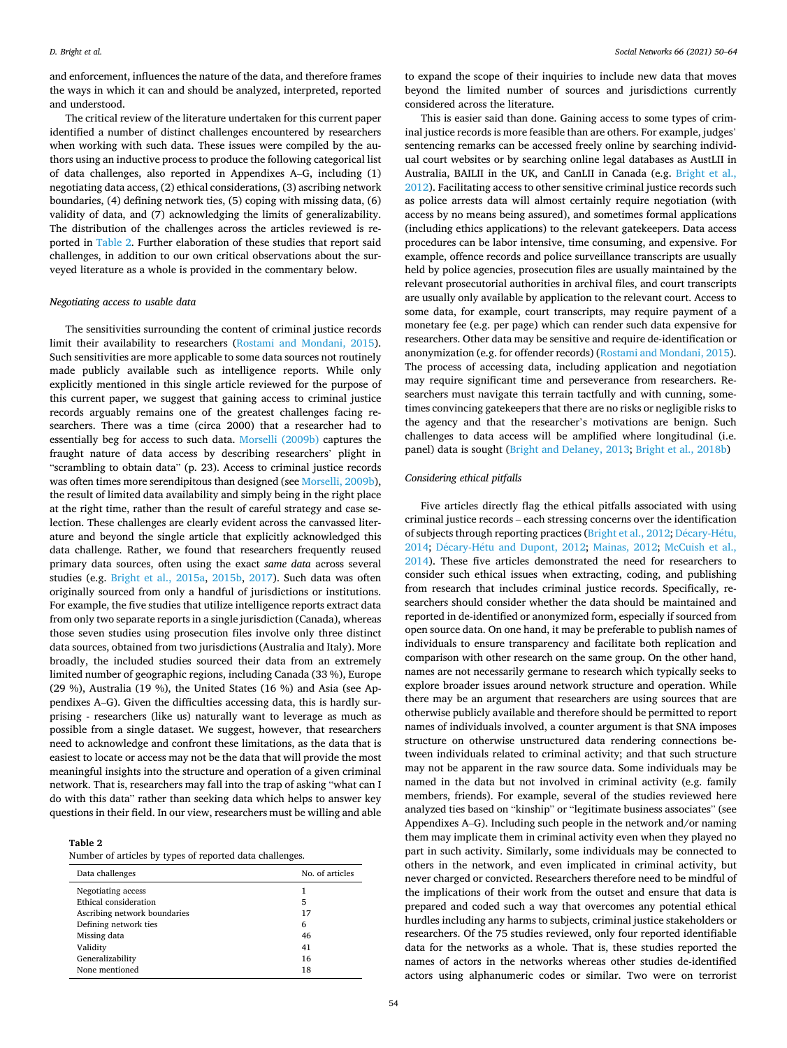and enforcement, influences the nature of the data, and therefore frames the ways in which it can and should be analyzed, interpreted, reported and understood.

The critical review of the literature undertaken for this current paper identified a number of distinct challenges encountered by researchers when working with such data. These issues were compiled by the authors using an inductive process to produce the following categorial list of data challenges, also reported in Appendixes A–G, including (1) negotiating data access, (2) ethical considerations, (3) ascribing network boundaries, (4) defining network ties, (5) coping with missing data, (6) validity of data, and (7) acknowledging the limits of generalizability. The distribution of the challenges across the articles reviewed is reported in Table 2. Further elaboration of these studies that report said challenges, in addition to our own critical observations about the surveyed literature as a whole is provided in the commentary below.

*Negotiating access to usable data*

The sensitivities surrounding the content of criminal justice records limit their availability to researchers (Rostami and Mondani, 2015). Such sensitivities are more applicable to some data sources not routinely made publicly available such as intelligence reports. While only explicitly mentioned in this single article reviewed for the purpose of this current paper, we suggest that gaining access to criminal justice records arguably remains one of the greatest challenges facing researchers. There was a time (circa 2000) that a researcher had to essentially beg for access to such data. Morselli (2009b) captures the fraught nature of data access by describing researchers' plight in "scrambling to obtain data" (p. 23). Access to criminal justice records was often times more serendipitous than designed (see Morselli, 2009b), the result of limited data availability and simply being in the right place at the right time, rather than the result of careful strategy and case selection. These challenges are clearly evident across the canvassed literature and beyond the single article that explicitly acknowledged this data challenge. Rather, we found that researchers frequently reused primary data sources, often using the exact *same data* across several studies (e.g. Bright et al., 2015a, 2015b, 2017). Such data was often originally sourced from only a handful of jurisdictions or institutions. For example, the five studies that utilize intelligence reports extract data from only two separate reports in a single jurisdiction (Canada), whereas those seven studies using prosecution files involve only three distinct data sources, obtained from two jurisdictions (Australia and Italy). More broadly, the included studies sourced their data from an extremely limited number of geographic regions, including Canada (33 %), Europe (29 %), Australia (19 %), the United States (16 %) and Asia (see Appendixes A–G). Given the difficulties accessing data, this is hardly surprising - researchers (like us) naturally want to leverage as much as possible from a single dataset. We suggest, however, that researchers need to acknowledge and confront these limitations, as the data that is easiest to locate or access may not be the data that will provide the most meaningful insights into the structure and operation of a given criminal network. That is, researchers may fall into the trap of asking "what can I do with this data" rather than seeking data which helps to answer key questions in their field. In our view, researchers must be willing and able to expand the scope of their inquiries to include new data that moves beyond the limited number of sources and jurisdictions currently considered across the literature.

This is easier said than done. Gaining access to some types of criminal justice records is more feasible than are others. For example, judges' sentencing remarks can be accessed freely online by searching individual court websites or by searching online legal databases as AustLII in Australia, BAILII in the UK, and CanLII in Canada (e.g. Bright et al., 2012). Facilitating access to other sensitive criminal justice records such as police arrests data will almost certainly require negotiation (with access by no means being assured), and sometimes formal applications (including ethics applications) to the relevant gatekeepers. Data access procedures can be labor intensive, time consuming, and expensive. For example, offence records and police surveillance transcripts are usually held by police agencies, prosecution files are usually maintained by the relevant prosecutorial authorities in archival files, and court transcripts are usually only available by application to the relevant court. Access to some data, for example, court transcripts, may require payment of a monetary fee (e.g. per page) which can render such data expensive for researchers. Other data may be sensitive and require de-identification or anonymization (e.g. for offender records) (Rostami and Mondani, 2015). The process of accessing data, including application and negotiation may require significant time and perseverance from researchers. Researchers must navigate this terrain tactfully and with cunning, sometimes convincing gatekeepers that there are no risks or negligible risks to the agency and that the researcher's motivations are benign. Such challenges to data access will be amplified where longitudinal (i.e. panel) data is sought (Bright and Delaney, 2013; Bright et al., 2018b)

*Considering ethical pitfalls*

Five articles directly flag the ethical pitfalls associated with using criminal justice records – each stressing concerns over the identification of subjects through reporting practices (Bright et al., 2012; Décary-Hétu, 2014; Décary-Hétu and Dupont, 2012; Mainas, 2012; McCuish et al., 2014). These five articles demonstrated the need for researchers to consider such ethical issues when extracting, coding, and publishing from research that includes criminal justice records. Specifically, researchers should consider whether the data should be maintained and reported in de-identified or anonymized form, especially if sourced from open source data. On one hand, it may be preferable to publish names of individuals to ensure transparency and facilitate both replication and comparison with other research on the same group. On the other hand, names are not necessarily germane to research which typically seeks to explore broader issues around network structure and operation. While there may be an argument that researchers are using sources that are otherwise publicly available and therefore should be permitted to report names of individuals involved, a counter argument is that SNA imposes structure on otherwise unstructured data rendering connections between individuals related to criminal activity; and that such structure may not be apparent in the raw source data. Some individuals may be named in the data but not involved in criminal activity (e.g. family members, friends). For example, several of the studies reviewed here analyzed ties based on "kinship" or "legitimate business associates" (see Appendixes A–G). Including such people in the network and/or naming them may implicate them in criminal activity even when they played no part in such activity. Similarly, some individuals may be connected to others in the network, and even implicated in criminal activity, but never charged or convicted. Researchers therefore need to be mindful of the implications of their work from the outset and ensure that data is prepared and coded such a way that overcomes any potential ethical hurdles including any harms to subjects, criminal justice stakeholders or researchers. Of the 75 studies reviewed, only four reported identifiable data for the networks as a whole. That is, these studies reported the names of actors in the networks whereas other studies de-identified actors using alphanumeric codes or similar. Two were on terrorist

**Table 2**
Number of articles by types of reported data challenges.

| Data challenges | No. of articles |
|---|---|
| Negotiating access | 1 |
| Ethical consideration | 5 |
| Ascribing network boundaries | 17 |
| Defining network ties | 6 |
| Missing data | 46 |
| Validity | 41 |
| Generalizability | 16 |
| None mentioned | 18 |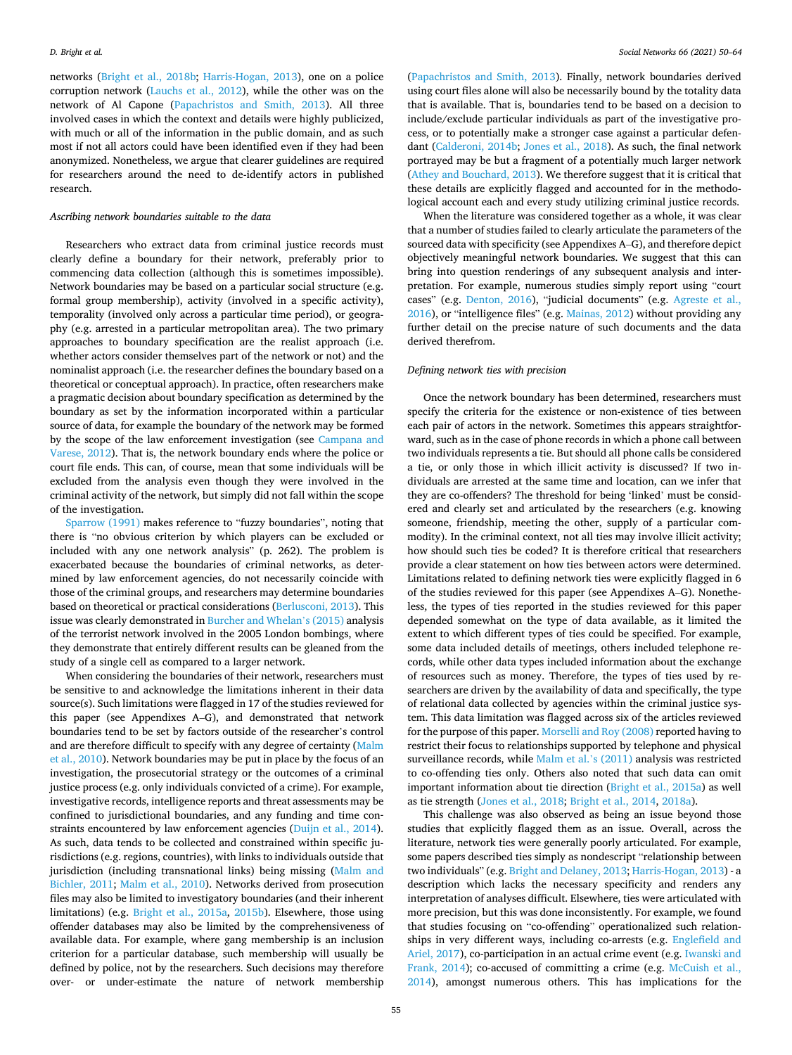networks (Bright et al., 2018b; Harris-Hogan, 2013), one on a police corruption network (Lauchs et al., 2012), while the other was on the network of Al Capone (Papachristos and Smith, 2013). All three involved cases in which the context and details were highly publicized, with much or all of the information in the public domain, and as such most if not all actors could have been identified even if they had been anonymized. Nonetheless, we argue that clearer guidelines are required for researchers around the need to de-identify actors in published research.

### *Ascribing network boundaries suitable to the data*

Researchers who extract data from criminal justice records must clearly define a boundary for their network, preferably prior to commencing data collection (although this is sometimes impossible). Network boundaries may be based on a particular social structure (e.g. formal group membership), activity (involved in a specific activity), temporality (involved only across a particular time period), or geography (e.g. arrested in a particular metropolitan area). The two primary approaches to boundary specification are the realist approach (i.e. whether actors consider themselves part of the network or not) and the nominalist approach (i.e. the researcher defines the boundary based on a theoretical or conceptual approach). In practice, often researchers make a pragmatic decision about boundary specification as determined by the boundary as set by the information incorporated within a particular source of data, for example the boundary of the network may be formed by the scope of the law enforcement investigation (see Campana and Varese, 2012). That is, the network boundary ends where the police or court file ends. This can, of course, mean that some individuals will be excluded from the analysis even though they were involved in the criminal activity of the network, but simply did not fall within the scope of the investigation.

Sparrow (1991) makes reference to "fuzzy boundaries", noting that there is "no obvious criterion by which players can be excluded or included with any one network analysis" (p. 262). The problem is exacerbated because the boundaries of criminal networks, as determined by law enforcement agencies, do not necessarily coincide with those of the criminal groups, and researchers may determine boundaries based on theoretical or practical considerations (Berlusconi, 2013). This issue was clearly demonstrated in Burcher and Whelan's (2015) analysis of the terrorist network involved in the 2005 London bombings, where they demonstrate that entirely different results can be gleaned from the study of a single cell as compared to a larger network.

When considering the boundaries of their network, researchers must be sensitive to and acknowledge the limitations inherent in their data source(s). Such limitations were flagged in 17 of the studies reviewed for this paper (see Appendixes A–G), and demonstrated that network boundaries tend to be set by factors outside of the researcher's control and are therefore difficult to specify with any degree of certainty (Malm et al., 2010). Network boundaries may be put in place by the focus of an investigation, the prosecutorial strategy or the outcomes of a criminal justice process (e.g. only individuals convicted of a crime). For example, investigative records, intelligence reports and threat assessments may be confined to jurisdictional boundaries, and any funding and time constraints encountered by law enforcement agencies (Duijn et al., 2014). As such, data tends to be collected and constrained within specific jurisdictions (e.g. regions, countries), with links to individuals outside that jurisdiction (including transnational links) being missing (Malm and Bichler, 2011; Malm et al., 2010). Networks derived from prosecution files may also be limited to investigatory boundaries (and their inherent limitations) (e.g. Bright et al., 2015a, 2015b). Elsewhere, those using offender databases may also be limited by the comprehensiveness of available data. For example, where gang membership is an inclusion criterion for a particular database, such membership will usually be defined by police, not by the researchers. Such decisions may therefore over- or under-estimate the nature of network membership (Papachristos and Smith, 2013). Finally, network boundaries derived using court files alone will also be necessarily bound by the totality data that is available. That is, boundaries tend to be based on a decision to include/exclude particular individuals as part of the investigative process, or to potentially make a stronger case against a particular defendant (Calderoni, 2014b; Jones et al., 2018). As such, the final network portrayed may be but a fragment of a potentially much larger network (Athey and Bouchard, 2013). We therefore suggest that it is critical that these details are explicitly flagged and accounted for in the methodological account each and every study utilizing criminal justice records.

When the literature was considered together as a whole, it was clear that a number of studies failed to clearly articulate the parameters of the sourced data with specificity (see Appendixes A–G), and therefore depict objectively meaningful network boundaries. We suggest that this can bring into question renderings of any subsequent analysis and interpretation. For example, numerous studies simply report using "court cases" (e.g. Denton, 2016), "judicial documents" (e.g. Agreste et al., 2016), or "intelligence files" (e.g. Mainas, 2012) without providing any further detail on the precise nature of such documents and the data derived therefrom.

### *Defining network ties with precision*

Once the network boundary has been determined, researchers must specify the criteria for the existence or non-existence of ties between each pair of actors in the network. Sometimes this appears straightforward, such as in the case of phone records in which a phone call between two individuals represents a tie. But should all phone calls be considered a tie, or only those in which illicit activity is discussed? If two individuals are arrested at the same time and location, can we infer that they are co-offenders? The threshold for being 'linked' must be considered and clearly set and articulated by the researchers (e.g. knowing someone, friendship, meeting the other, supply of a particular commodity). In the criminal context, not all ties may involve illicit activity; how should such ties be coded? It is therefore critical that researchers provide a clear statement on how ties between actors were determined. Limitations related to defining network ties were explicitly flagged in 6 of the studies reviewed for this paper (see Appendixes A–G). Nonetheless, the types of ties reported in the studies reviewed for this paper depended somewhat on the type of data available, as it limited the extent to which different types of ties could be specified. For example, some data included details of meetings, others included telephone records, while other data types included information about the exchange of resources such as money. Therefore, the types of ties used by researchers are driven by the availability of data and specifically, the type of relational data collected by agencies within the criminal justice system. This data limitation was flagged across six of the articles reviewed for the purpose of this paper. Morselli and Roy (2008) reported having to restrict their focus to relationships supported by telephone and physical surveillance records, while Malm et al.'s (2011) analysis was restricted to co-offending ties only. Others also noted that such data can omit important information about tie direction (Bright et al., 2015a) as well as tie strength (Jones et al., 2018; Bright et al., 2014, 2018a).

This challenge was also observed as being an issue beyond those studies that explicitly flagged them as an issue. Overall, across the literature, network ties were generally poorly articulated. For example, some papers described ties simply as nondescript "relationship between two individuals" (e.g. Bright and Delaney, 2013; Harris-Hogan, 2013) - a description which lacks the necessary specificity and renders any interpretation of analyses difficult. Elsewhere, ties were articulated with more precision, but this was done inconsistently. For example, we found that studies focusing on "co-offending" operationalized such relationships in very different ways, including co-arrests (e.g. Englefield and Ariel, 2017), co-participation in an actual crime event (e.g. Iwanski and Frank, 2014); co-accused of committing a crime (e.g. McCuish et al., 2014), amongst numerous others. This has implications for the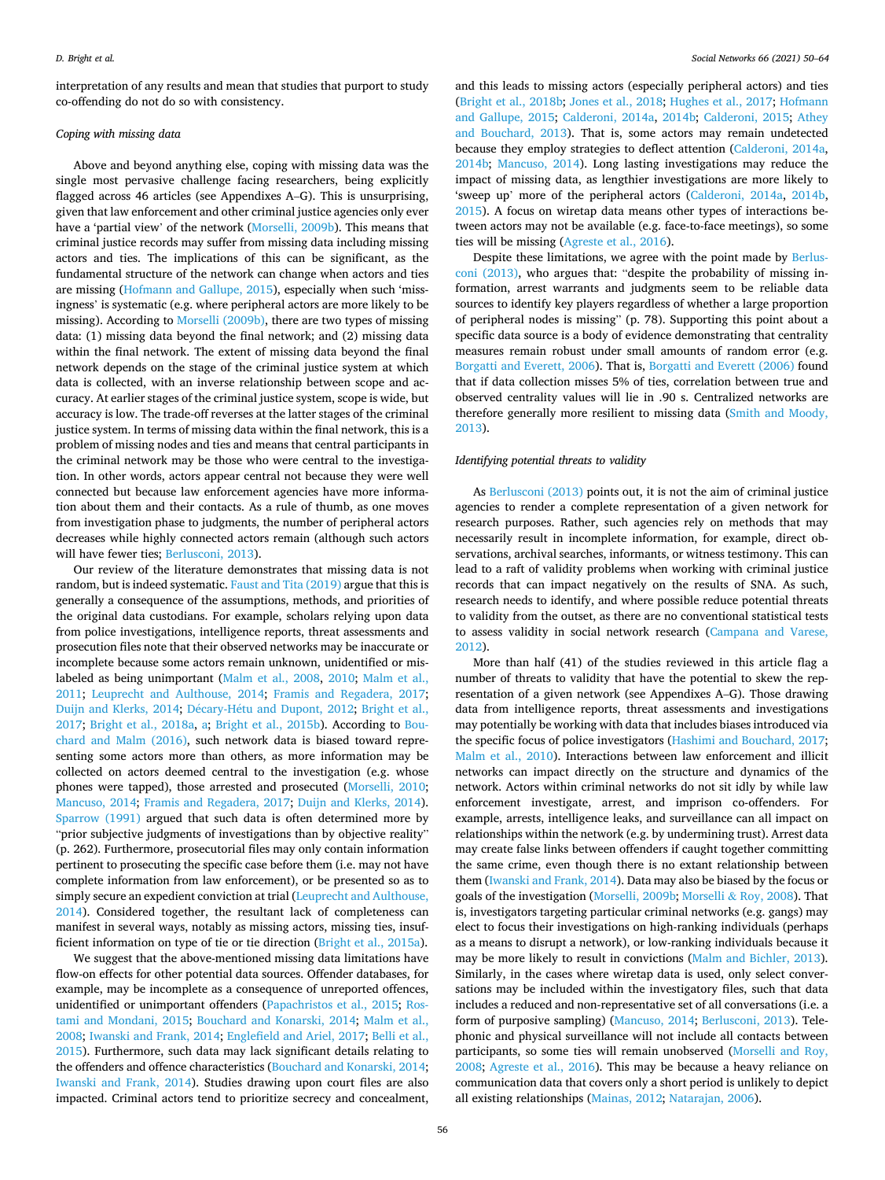interpretation of any results and mean that studies that purport to study co-offending do not do so with consistency.

### *Coping with missing data*

Above and beyond anything else, coping with missing data was the single most pervasive challenge facing researchers, being explicitly flagged across 46 articles (see Appendixes A–G). This is unsurprising, given that law enforcement and other criminal justice agencies only ever have a 'partial view' of the network (Morselli, 2009b). This means that criminal justice records may suffer from missing data including missing actors and ties. The implications of this can be significant, as the fundamental structure of the network can change when actors and ties are missing (Hofmann and Gallupe, 2015), especially when such 'missingness' is systematic (e.g. where peripheral actors are more likely to be missing). According to Morselli (2009b), there are two types of missing data: (1) missing data beyond the final network; and (2) missing data within the final network. The extent of missing data beyond the final network depends on the stage of the criminal justice system at which data is collected, with an inverse relationship between scope and accuracy. At earlier stages of the criminal justice system, scope is wide, but accuracy is low. The trade-off reverses at the latter stages of the criminal justice system. In terms of missing data within the final network, this is a problem of missing nodes and ties and means that central participants in the criminal network may be those who were central to the investigation. In other words, actors appear central not because they were well connected but because law enforcement agencies have more information about them and their contacts. As a rule of thumb, as one moves from investigation phase to judgments, the number of peripheral actors decreases while highly connected actors remain (although such actors will have fewer ties; Berlusconi, 2013).

Our review of the literature demonstrates that missing data is not random, but is indeed systematic. Faust and Tita (2019) argue that this is generally a consequence of the assumptions, methods, and priorities of the original data custodians. For example, scholars relying upon data from police investigations, intelligence reports, threat assessments and prosecution files note that their observed networks may be inaccurate or incomplete because some actors remain unknown, unidentified or mislabeled as being unimportant (Malm et al., 2008, 2010; Malm et al., 2011; Leuprecht and Aulthouse, 2014; Framis and Regadera, 2017; Duijn and Klerks, 2014; Décary-Hétu and Dupont, 2012; Bright et al., 2017; Bright et al., 2018a, a; Bright et al., 2015b). According to Bouchard and Malm (2016), such network data is biased toward representing some actors more than others, as more information may be collected on actors deemed central to the investigation (e.g. whose phones were tapped), those arrested and prosecuted (Morselli, 2010; Mancuso, 2014; Framis and Regadera, 2017; Duijn and Klerks, 2014). Sparrow (1991) argued that such data is often determined more by "prior subjective judgments of investigations than by objective reality" (p. 262). Furthermore, prosecutorial files may only contain information pertinent to prosecuting the specific case before them (i.e. may not have complete information from law enforcement), or be presented so as to simply secure an expedient conviction at trial (Leuprecht and Aulthouse, 2014). Considered together, the resultant lack of completeness can manifest in several ways, notably as missing actors, missing ties, insufficient information on type of tie or tie direction (Bright et al., 2015a).

We suggest that the above-mentioned missing data limitations have flow-on effects for other potential data sources. Offender databases, for example, may be incomplete as a consequence of unreported offences, unidentified or unimportant offenders (Papachristos et al., 2015; Rostami and Mondani, 2015; Bouchard and Konarski, 2014; Malm et al., 2008; Iwanski and Frank, 2014; Englefield and Ariel, 2017; Belli et al., 2015). Furthermore, such data may lack significant details relating to the offenders and offence characteristics (Bouchard and Konarski, 2014; Iwanski and Frank, 2014). Studies drawing upon court files are also impacted. Criminal actors tend to prioritize secrecy and concealment, and this leads to missing actors (especially peripheral actors) and ties (Bright et al., 2018b; Jones et al., 2018; Hughes et al., 2017; Hofmann and Gallupe, 2015; Calderoni, 2014a, 2014b; Calderoni, 2015; Athey and Bouchard, 2013). That is, some actors may remain undetected because they employ strategies to deflect attention (Calderoni, 2014a, 2014b; Mancuso, 2014). Long lasting investigations may reduce the impact of missing data, as lengthier investigations are more likely to 'sweep up' more of the peripheral actors (Calderoni, 2014a, 2014b, 2015). A focus on wiretap data means other types of interactions between actors may not be available (e.g. face-to-face meetings), so some ties will be missing (Agreste et al., 2016).

Despite these limitations, we agree with the point made by Berlusconi (2013), who argues that: "despite the probability of missing information, arrest warrants and judgments seem to be reliable data sources to identify key players regardless of whether a large proportion of peripheral nodes is missing" (p. 78). Supporting this point about a specific data source is a body of evidence demonstrating that centrality measures remain robust under small amounts of random error (e.g. Borgatti and Everett, 2006). That is, Borgatti and Everett (2006) found that if data collection misses 5% of ties, correlation between true and observed centrality values will lie in .90 s. Centralized networks are therefore generally more resilient to missing data (Smith and Moody, 2013).

### *Identifying potential threats to validity*

As Berlusconi (2013) points out, it is not the aim of criminal justice agencies to render a complete representation of a given network for research purposes. Rather, such agencies rely on methods that may necessarily result in incomplete information, for example, direct observations, archival searches, informants, or witness testimony. This can lead to a raft of validity problems when working with criminal justice records that can impact negatively on the results of SNA. As such, research needs to identify, and where possible reduce potential threats to validity from the outset, as there are no conventional statistical tests to assess validity in social network research (Campana and Varese, 2012).

More than half (41) of the studies reviewed in this article flag a number of threats to validity that have the potential to skew the representation of a given network (see Appendixes A–G). Those drawing data from intelligence reports, threat assessments and investigations may potentially be working with data that includes biases introduced via the specific focus of police investigators (Hashimi and Bouchard, 2017; Malm et al., 2010). Interactions between law enforcement and illicit networks can impact directly on the structure and dynamics of the network. Actors within criminal networks do not sit idly by while law enforcement investigate, arrest, and imprison co-offenders. For example, arrests, intelligence leaks, and surveillance can all impact on relationships within the network (e.g. by undermining trust). Arrest data may create false links between offenders if caught together committing the same crime, even though there is no extant relationship between them (Iwanski and Frank, 2014). Data may also be biased by the focus or goals of the investigation (Morselli, 2009b; Morselli & Roy, 2008). That is, investigators targeting particular criminal networks (e.g. gangs) may elect to focus their investigations on high-ranking individuals (perhaps as a means to disrupt a network), or low-ranking individuals because it may be more likely to result in convictions (Malm and Bichler, 2013). Similarly, in the cases where wiretap data is used, only select conversations may be included within the investigatory files, such that data includes a reduced and non-representative set of all conversations (i.e. a form of purposive sampling) (Mancuso, 2014; Berlusconi, 2013). Telephonic and physical surveillance will not include all contacts between participants, so some ties will remain unobserved (Morselli and Roy, 2008; Agreste et al., 2016). This may be because a heavy reliance on communication data that covers only a short period is unlikely to depict all existing relationships (Mainas, 2012; Natarajan, 2006).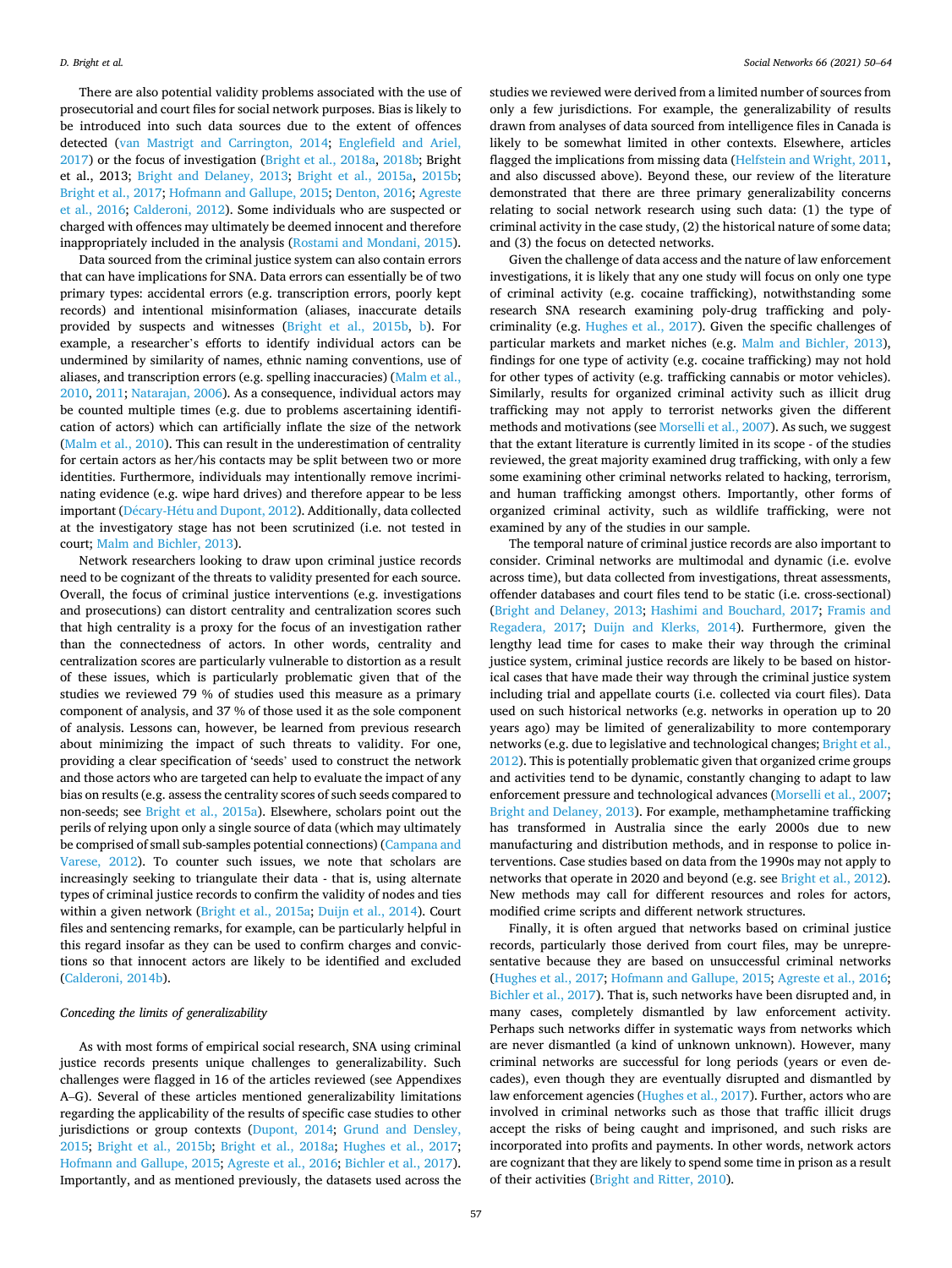There are also potential validity problems associated with the use of prosecutorial and court files for social network purposes. Bias is likely to be introduced into such data sources due to the extent of offences detected (van Mastrigt and Carrington, 2014; Englefield and Ariel, 2017) or the focus of investigation (Bright et al., 2018a, 2018b; Bright et al., 2013; Bright and Delaney, 2013; Bright et al., 2015a, 2015b; Bright et al., 2017; Hofmann and Gallupe, 2015; Denton, 2016; Agreste et al., 2016; Calderoni, 2012). Some individuals who are suspected or charged with offences may ultimately be deemed innocent and therefore inappropriately included in the analysis (Rostami and Mondani, 2015).

Data sourced from the criminal justice system can also contain errors that can have implications for SNA. Data errors can essentially be of two primary types: accidental errors (e.g. transcription errors, poorly kept records) and intentional misinformation (aliases, inaccurate details provided by suspects and witnesses (Bright et al., 2015b, b). For example, a researcher's efforts to identify individual actors can be undermined by similarity of names, ethnic naming conventions, use of aliases, and transcription errors (e.g. spelling inaccuracies) (Malm et al., 2010, 2011; Natarajan, 2006). As a consequence, individual actors may be counted multiple times (e.g. due to problems ascertaining identification of actors) which can artificially inflate the size of the network (Malm et al., 2010). This can result in the underestimation of centrality for certain actors as her/his contacts may be split between two or more identities. Furthermore, individuals may intentionally remove incriminating evidence (e.g. wipe hard drives) and therefore appear to be less important (Décary-Hétu and Dupont, 2012). Additionally, data collected at the investigatory stage has not been scrutinized (i.e. not tested in court; Malm and Bichler, 2013).

Network researchers looking to draw upon criminal justice records need to be cognizant of the threats to validity presented for each source. Overall, the focus of criminal justice interventions (e.g. investigations and prosecutions) can distort centrality and centralization scores such that high centrality is a proxy for the focus of an investigation rather than the connectedness of actors. In other words, centrality and centralization scores are particularly vulnerable to distortion as a result of these issues, which is particularly problematic given that of the studies we reviewed 79 % of studies used this measure as a primary component of analysis, and 37 % of those used it as the sole component of analysis. Lessons can, however, be learned from previous research about minimizing the impact of such threats to validity. For one, providing a clear specification of 'seeds' used to construct the network and those actors who are targeted can help to evaluate the impact of any bias on results (e.g. assess the centrality scores of such seeds compared to non-seeds; see Bright et al., 2015a). Elsewhere, scholars point out the perils of relying upon only a single source of data (which may ultimately be comprised of small sub-samples potential connections) (Campana and Varese, 2012). To counter such issues, we note that scholars are increasingly seeking to triangulate their data - that is, using alternate types of criminal justice records to confirm the validity of nodes and ties within a given network (Bright et al., 2015a; Duijn et al., 2014). Court files and sentencing remarks, for example, can be particularly helpful in this regard insofar as they can be used to confirm charges and convictions so that innocent actors are likely to be identified and excluded (Calderoni, 2014b).

### *Conceding the limits of generalizability*

As with most forms of empirical social research, SNA using criminal justice records presents unique challenges to generalizability. Such challenges were flagged in 16 of the articles reviewed (see Appendixes A–G). Several of these articles mentioned generalizability limitations regarding the applicability of the results of specific case studies to other jurisdictions or group contexts (Dupont, 2014; Grund and Densley, 2015; Bright et al., 2015b; Bright et al., 2018a; Hughes et al., 2017; Hofmann and Gallupe, 2015; Agreste et al., 2016; Bichler et al., 2017). Importantly, and as mentioned previously, the datasets used across the studies we reviewed were derived from a limited number of sources from only a few jurisdictions. For example, the generalizability of results drawn from analyses of data sourced from intelligence files in Canada is likely to be somewhat limited in other contexts. Elsewhere, articles flagged the implications from missing data (Helfstein and Wright, 2011, and also discussed above). Beyond these, our review of the literature demonstrated that there are three primary generalizability concerns relating to social network research using such data: (1) the type of criminal activity in the case study, (2) the historical nature of some data; and (3) the focus on detected networks.

Given the challenge of data access and the nature of law enforcement investigations, it is likely that any one study will focus on only one type of criminal activity (e.g. cocaine trafficking), notwithstanding some research SNA research examining poly-drug trafficking and poly-criminality (e.g. Hughes et al., 2017). Given the specific challenges of particular markets and market niches (e.g. Malm and Bichler, 2013), findings for one type of activity (e.g. cocaine trafficking) may not hold for other types of activity (e.g. trafficking cannabis or motor vehicles). Similarly, results for organized criminal activity such as illicit drug trafficking may not apply to terrorist networks given the different methods and motivations (see Morselli et al., 2007). As such, we suggest that the extant literature is currently limited in its scope - of the studies reviewed, the great majority examined drug trafficking, with only a few some examining other criminal networks related to hacking, terrorism, and human trafficking amongst others. Importantly, other forms of organized criminal activity, such as wildlife trafficking, were not examined by any of the studies in our sample.

The temporal nature of criminal justice records are also important to consider. Criminal networks are multimodal and dynamic (i.e. evolve across time), but data collected from investigations, threat assessments, offender databases and court files tend to be static (i.e. cross-sectional) (Bright and Delaney, 2013; Hashimi and Bouchard, 2017; Framis and Regadera, 2017; Duijn and Klerks, 2014). Furthermore, given the lengthy lead time for cases to make their way through the criminal justice system, criminal justice records are likely to be based on historical cases that have made their way through the criminal justice system including trial and appellate courts (i.e. collected via court files). Data used on such historical networks (e.g. networks in operation up to 20 years ago) may be limited of generalizability to more contemporary networks (e.g. due to legislative and technological changes; Bright et al., 2012). This is potentially problematic given that organized crime groups and activities tend to be dynamic, constantly changing to adapt to law enforcement pressure and technological advances (Morselli et al., 2007; Bright and Delaney, 2013). For example, methamphetamine trafficking has transformed in Australia since the early 2000s due to new manufacturing and distribution methods, and in response to police interventions. Case studies based on data from the 1990s may not apply to networks that operate in 2020 and beyond (e.g. see Bright et al., 2012). New methods may call for different resources and roles for actors, modified crime scripts and different network structures.

Finally, it is often argued that networks based on criminal justice records, particularly those derived from court files, may be unrepresentative because they are based on unsuccessful criminal networks (Hughes et al., 2017; Hofmann and Gallupe, 2015; Agreste et al., 2016; Bichler et al., 2017). That is, such networks have been disrupted and, in many cases, completely dismantled by law enforcement activity. Perhaps such networks differ in systematic ways from networks which are never dismantled (a kind of unknown unknown). However, many criminal networks are successful for long periods (years or even decades), even though they are eventually disrupted and dismantled by law enforcement agencies (Hughes et al., 2017). Further, actors who are involved in criminal networks such as those that traffic illicit drugs accept the risks of being caught and imprisoned, and such risks are incorporated into profits and payments. In other words, network actors are cognizant that they are likely to spend some time in prison as a result of their activities (Bright and Ritter, 2010).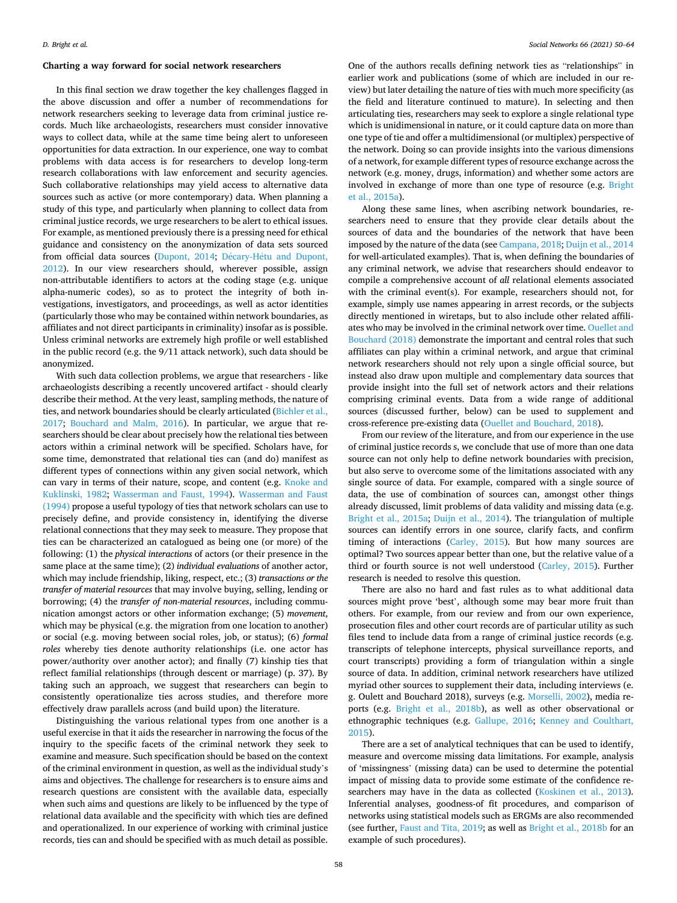## Charting a way forward for social network researchers

In this final section we draw together the key challenges flagged in the above discussion and offer a number of recommendations for network researchers seeking to leverage data from criminal justice records. Much like archaeologists, researchers must consider innovative ways to collect data, while at the same time being alert to unforeseen opportunities for data extraction. In our experience, one way to combat problems with data access is for researchers to develop long-term research collaborations with law enforcement and security agencies. Such collaborative relationships may yield access to alternative data sources such as active (or more contemporary) data. When planning a study of this type, and particularly when planning to collect data from criminal justice records, we urge researchers to be alert to ethical issues. For example, as mentioned previously there is a pressing need for ethical guidance and consistency on the anonymization of data sets sourced from official data sources (Dupont, 2014; Décary-Hétu and Dupont, 2012). In our view researchers should, wherever possible, assign non-attributable identifiers to actors at the coding stage (e.g. unique alpha-numeric codes), so as to protect the integrity of both investigations, investigators, and proceedings, as well as actor identities (particularly those who may be contained within network boundaries, as affiliates and not direct participants in criminality) insofar as is possible. Unless criminal networks are extremely high profile or well established in the public record (e.g. the 9/11 attack network), such data should be anonymized.

With such data collection problems, we argue that researchers - like archaeologists describing a recently uncovered artifact - should clearly describe their method. At the very least, sampling methods, the nature of ties, and network boundaries should be clearly articulated (Bichler et al., 2017; Bouchard and Malm, 2016). In particular, we argue that researchers should be clear about precisely how the relational ties between actors within a criminal network will be specified. Scholars have, for some time, demonstrated that relational ties can (and do) manifest as different types of connections within any given social network, which can vary in terms of their nature, scope, and content (e.g. Knoke and Kuklinski, 1982; Wasserman and Faust, 1994). Wasserman and Faust (1994) propose a useful typology of ties that network scholars can use to precisely define, and provide consistency in, identifying the diverse relational connections that they may seek to measure. They propose that ties can be characterized an catalogued as being one (or more) of the following: (1) the *physical interactions* of actors (or their presence in the same place at the same time); (2) *individual evaluations* of another actor, which may include friendship, liking, respect, etc.; (3) *transactions or the transfer of material resources* that may involve buying, selling, lending or borrowing; (4) the *transfer of non-material resources*, including communication amongst actors or other information exchange; (5) *movement*, which may be physical (e.g. the migration from one location to another) or social (e.g. moving between social roles, job, or status); (6) *formal roles* whereby ties denote authority relationships (i.e. one actor has power/authority over another actor); and finally (7) kinship ties that reflect familial relationships (through descent or marriage) (p. 37). By taking such an approach, we suggest that researchers can begin to consistently operationalize ties across studies, and therefore more effectively draw parallels across (and build upon) the literature.

Distinguishing the various relational types from one another is a useful exercise in that it aids the researcher in narrowing the focus of the inquiry to the specific facets of the criminal network they seek to examine and measure. Such specification should be based on the context of the criminal environment in question, as well as the individual study's aims and objectives. The challenge for researchers is to ensure aims and research questions are consistent with the available data, especially when such aims and questions are likely to be influenced by the type of relational data available and the specificity with which ties are defined and operationalized. In our experience of working with criminal justice records, ties can and should be specified with as much detail as possible. One of the authors recalls defining network ties as "relationships" in earlier work and publications (some of which are included in our review) but later detailing the nature of ties with much more specificity (as the field and literature continued to mature). In selecting and then articulating ties, researchers may seek to explore a single relational type which is unidimensional in nature, or it could capture data on more than one type of tie and offer a multidimensional (or multiplex) perspective of the network. Doing so can provide insights into the various dimensions of a network, for example different types of resource exchange across the network (e.g. money, drugs, information) and whether some actors are involved in exchange of more than one type of resource (e.g. Bright et al., 2015a).

Along these same lines, when ascribing network boundaries, researchers need to ensure that they provide clear details about the sources of data and the boundaries of the network that have been imposed by the nature of the data (see Campana, 2018; Duijn et al., 2014 for well-articulated examples). That is, when defining the boundaries of any criminal network, we advise that researchers should endeavor to compile a comprehensive account of *all* relational elements associated with the criminal event(s). For example, researchers should not, for example, simply use names appearing in arrest records, or the subjects directly mentioned in wiretaps, but to also include other related affiliates who may be involved in the criminal network over time. Ouellet and Bouchard (2018) demonstrate the important and central roles that such affiliates can play within a criminal network, and argue that criminal network researchers should not rely upon a single official source, but instead also draw upon multiple and complementary data sources that provide insight into the full set of network actors and their relations comprising criminal events. Data from a wide range of additional sources (discussed further, below) can be used to supplement and cross-reference pre-existing data (Ouellet and Bouchard, 2018).

From our review of the literature, and from our experience in the use of criminal justice records s, we conclude that use of more than one data source can not only help to define network boundaries with precision, but also serve to overcome some of the limitations associated with any single source of data. For example, compared with a single source of data, the use of combination of sources can, amongst other things already discussed, limit problems of data validity and missing data (e.g. Bright et al., 2015a; Duijn et al., 2014). The triangulation of multiple sources can identify errors in one source, clarify facts, and confirm timing of interactions (Carley, 2015). But how many sources are optimal? Two sources appear better than one, but the relative value of a third or fourth source is not well understood (Carley, 2015). Further research is needed to resolve this question.

There are also no hard and fast rules as to what additional data sources might prove 'best', although some may bear more fruit than others. For example, from our review and from our own experience, prosecution files and other court records are of particular utility as such files tend to include data from a range of criminal justice records (e.g. transcripts of telephone intercepts, physical surveillance reports, and court transcripts) providing a form of triangulation within a single source of data. In addition, criminal network researchers have utilized myriad other sources to supplement their data, including interviews (e.g. Oulett and Bouchard 2018), surveys (e.g. Morselli, 2002), media reports (e.g. Bright et al., 2018b), as well as other observational or ethnographic techniques (e.g. Gallupe, 2016; Kenney and Coulthart, 2015).

There are a set of analytical techniques that can be used to identify, measure and overcome missing data limitations. For example, analysis of 'missingness' (missing data) can be used to determine the potential impact of missing data to provide some estimate of the confidence researchers may have in the data as collected (Koskinen et al., 2013). Inferential analyses, goodness-of fit procedures, and comparison of networks using statistical models such as ERGMs are also recommended (see further, Faust and Tita, 2019; as well as Bright et al., 2018b for an example of such procedures).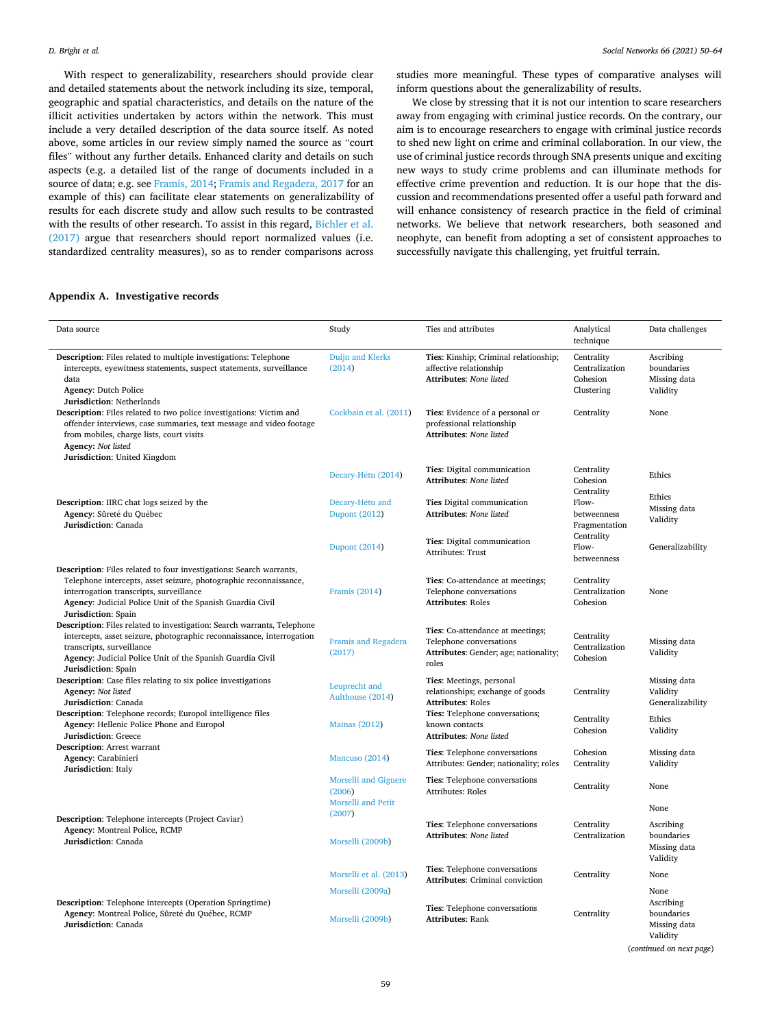With respect to generalizability, researchers should provide clear and detailed statements about the network including its size, temporal, geographic and spatial characteristics, and details on the nature of the illicit activities undertaken by actors within the network. This must include a very detailed description of the data source itself. As noted above, some articles in our review simply named the source as "court files" without any further details. Enhanced clarity and details on such aspects (e.g. a detailed list of the range of documents included in a source of data; e.g. see Framis, 2014; Framis and Regadera, 2017 for an example of this) can facilitate clear statements on generalizability of results for each discrete study and allow such results to be contrasted with the results of other research. To assist in this regard, Bichler et al. (2017) argue that researchers should report normalized values (i.e. standardized centrality measures), so as to render comparisons across studies more meaningful. These types of comparative analyses will inform questions about the generalizability of results.

We close by stressing that it is not our intention to scare researchers away from engaging with criminal justice records. On the contrary, our aim is to encourage researchers to engage with criminal justice records to shed new light on crime and criminal collaboration. In our view, the use of criminal justice records through SNA presents unique and exciting new ways to study crime problems and can illuminate methods for effective crime prevention and reduction. It is our hope that the discussion and recommendations presented offer a useful path forward and will enhance consistency of research practice in the field of criminal networks. We believe that network researchers, both seasoned and neophyte, can benefit from adopting a set of consistent approaches to successfully navigate this challenging, yet fruitful terrain.

## Appendix A. Investigative records

| Data source | Study | Ties and attributes | Analytical technique | Data challenges |
|---|---|---|---|---|
| **Description**: Files related to multiple investigations: Telephone intercepts, eyewitness statements, suspect statements, surveillance data<br>**Agency**: Dutch Police<br>**Jurisdiction**: Netherlands | Duijn and Klerks (2014) | **Ties**: Kinship; Criminal relationship; affective relationship<br>**Attributes**: *None listed* | Centrality<br>Centralization<br>Cohesion<br>Clustering | Ascribing boundaries<br>Missing data<br>Validity |
| **Description**: Files related to two police investigations: Victim and offender interviews, case summaries, text message and video footage from mobiles, charge lists, court visits<br>**Agency**: *Not listed*<br>**Jurisdiction**: United Kingdom | Cockbain et al. (2011) | **Ties**: Evidence of a personal or professional relationship<br>**Attributes**: *None listed* | Centrality | None |
| | Décary-Hétu (2014) | **Ties**: Digital communication<br>**Attributes**: *None listed* | Centrality<br>Cohesion | Ethics |
| **Description**: IIRC chat logs seized by the<br>**Agency**: Sûreté du Québec<br>**Jurisdiction**: Canada | Décary-Hétu and Dupont (2012) | **Ties** Digital communication<br>**Attributes**: *None listed* | Centrality<br>Flow-betweenness<br>Fragmentation | Ethics<br>Missing data<br>Validity |
| | Dupont (2014) | **Ties**: Digital communication<br>Attributes: Trust | Centrality<br>Flow-betweenness | Generalizability |
| **Description**: Files related to four investigations: Search warrants, Telephone intercepts, asset seizure, photographic reconnaissance, interrogation transcripts, surveillance<br>**Agency**: Judicial Police Unit of the Spanish Guardia Civil<br>**Jurisdiction**: Spain | Framis (2014) | **Ties**: Co-attendance at meetings; Telephone conversations<br>**Attributes**: Roles | Centrality<br>Centralization<br>Cohesion | None |
| **Description**: Files related to investigation: Search warrants, Telephone intercepts, asset seizure, photographic reconnaissance, interrogation transcripts, surveillance<br>**Agency**: Judicial Police Unit of the Spanish Guardia Civil<br>**Jurisdiction**: Spain | Framis and Regadera (2017) | **Ties**: Co-attendance at meetings; Telephone conversations<br>**Attributes**: Gender; age; nationality; roles | Centrality<br>Centralization<br>Cohesion | Missing data<br>Validity |
| **Description**: Case files relating to six police investigations<br>**Agency**: *Not listed*<br>**Jurisdiction**: Canada | Leuprecht and Aulthouse (2014) | **Ties**: Meetings, personal relationships; exchange of goods<br>**Attributes**: Roles | Centrality | Missing data<br>Validity<br>Generalizability |
| **Description**: Telephone records; Europol intelligence files<br>**Agency**: Hellenic Police Phone and Europol<br>**Jurisdiction**: Greece | Mainas (2012) | **Ties**: Telephone conversations; known contacts<br>**Attributes**: *None listed* | Centrality<br>Cohesion | Ethics<br>Validity |
| **Description**: Arrest warrant<br>**Agency**: Carabinieri<br>**Jurisdiction**: Italy | Mancuso (2014) | **Ties**: Telephone conversations<br>Attributes: Gender; nationality; roles | Cohesion<br>Centrality | Missing data<br>Validity |
| | Morselli and Giguere (2006) | **Ties**: Telephone conversations<br>Attributes: Roles | Centrality | None |
| | Morselli and Petit (2007) | | | None |
| **Description**: Telephone intercepts (Project Caviar)<br>**Agency**: Montreal Police, RCMP<br>**Jurisdiction**: Canada | Morselli (2009b) | **Ties**: Telephone conversations<br>**Attributes**: *None listed* | Centrality<br>Centralization | Ascribing boundaries<br>Missing data<br>Validity |
| | Morselli et al. (2013) | **Ties**: Telephone conversations<br>**Attributes**: Criminal conviction | Centrality | None |
| | Morselli (2009a) | | | None |
| **Description**: Telephone intercepts (Operation Springtime)<br>**Agency**: Montreal Police, Sûreté du Québec, RCMP<br>**Jurisdiction**: Canada | Morselli (2009b) | **Ties**: Telephone conversations<br>**Attributes**: Rank | Centrality | Ascribing boundaries<br>Missing data<br>Validity |

(*continued on next page*)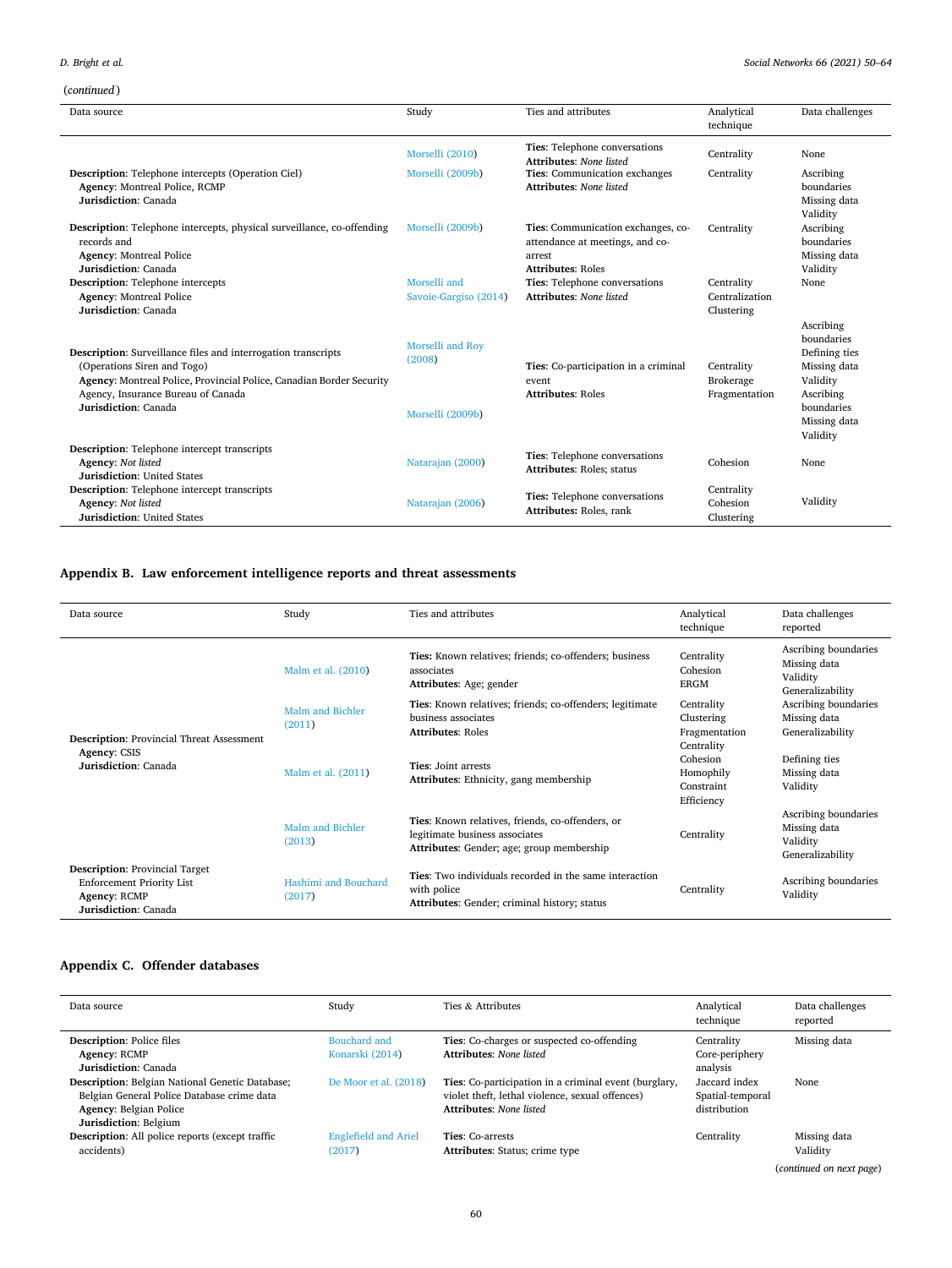(*continued*)

| Data source | Study | Ties and attributes | Analytical technique | Data challenges |
|---|---|---|---|---|
| | Morselli (2010) | **Ties**: Telephone conversations<br>**Attributes**: *None listed* | Centrality | None |
| **Description**: Telephone intercepts (Operation Ciel)<br>**Agency**: Montreal Police, RCMP<br>**Jurisdiction**: Canada | Morselli (2009b) | **Ties**: Communication exchanges<br>**Attributes**: *None listed* | Centrality | Ascribing boundaries<br>Missing data<br>Validity |
| **Description**: Telephone intercepts, physical surveillance, co-offending records and<br>**Agency**: Montreal Police<br>**Jurisdiction**: Canada | Morselli (2009b) | **Ties**: Communication exchanges, co-attendance at meetings, and co-arrest<br>**Attributes**: Roles | Centrality | Ascribing boundaries<br>Missing data<br>Validity |
| **Description**: Telephone intercepts<br>**Agency**: Montreal Police<br>**Jurisdiction**: Canada | Morselli and Savoie-Gargiso (2014) | **Ties**: Telephone conversations<br>**Attributes**: *None listed* | Centrality<br>Centralization<br>Clustering | None |
| **Description**: Surveillance files and interrogation transcripts (Operations Siren and Togo)<br>**Agency**: Montreal Police, Provincial Police, Canadian Border Security Agency, Insurance Bureau of Canada<br>**Jurisdiction**: Canada | Morselli and Roy (2008) | **Ties**: Co-participation in a criminal event<br>**Attributes**: Roles | Centrality<br>Brokerage<br>Fragmentation | Ascribing boundaries<br>Defining ties<br>Missing data<br>Validity |
| | Morselli (2009b) | | | Ascribing boundaries<br>Missing data<br>Validity |
| **Description**: Telephone intercept transcripts<br>**Agency**: *Not listed*<br>**Jurisdiction**: United States | Natarajan (2000) | **Ties**: Telephone conversations<br>**Attributes**: Roles; status | Cohesion | None |
| **Description**: Telephone intercept transcripts<br>**Agency**: *Not listed*<br>**Jurisdiction**: United States | Natarajan (2006) | **Ties**: Telephone conversations<br>**Attributes**: Roles, rank | Centrality<br>Cohesion<br>Clustering | Validity |

## Appendix B. Law enforcement intelligence reports and threat assessments

| Data source | Study | Ties and attributes | Analytical technique | Data challenges reported |
|---|---|---|---|---|
| **Description**: Provincial Threat Assessment<br>**Agency**: CSIS<br>**Jurisdiction**: Canada | Malm et al. (2010) | **Ties:** Known relatives; friends; co-offenders; business associates<br>**Attributes**: Age; gender | Centrality<br>Cohesion<br>ERGM | Ascribing boundaries<br>Missing data<br>Validity<br>Generalizability |
| | Malm and Bichler (2011) | **Ties**: Known relatives; friends; co-offenders; legitimate business associates<br>**Attributes**: Roles | Centrality<br>Clustering<br>Fragmentation | Ascribing boundaries<br>Missing data<br>Generalizability |
| | Malm et al. (2011) | **Ties**: Joint arrests<br>**Attributes**: Ethnicity, gang membership | Centrality<br>Cohesion<br>Homophily<br>Constraint<br>Efficiency | Defining ties<br>Missing data<br>Validity |
| | Malm and Bichler (2013) | **Ties**: Known relatives, friends, co-offenders, or legitimate business associates<br>**Attributes**: Gender; age; group membership | Centrality | Ascribing boundaries<br>Missing data<br>Validity<br>Generalizability |
| **Description**: Provincial Target Enforcement Priority List<br>**Agency**: RCMP<br>**Jurisdiction**: Canada | Hashimi and Bouchard (2017) | **Ties**: Two individuals recorded in the same interaction with police<br>**Attributes**: Gender; criminal history; status | Centrality | Ascribing boundaries<br>Validity |

## Appendix C. Offender databases

| Data source | Study | Ties & Attributes | Analytical technique | Data challenges reported |
|---|---|---|---|---|
| **Description**: Police files<br>**Agency**: RCMP<br>**Jurisdiction**: Canada | Bouchard and Konarski (2014) | **Ties**: Co-charges or suspected co-offending<br>**Attributes**: *None listed* | Centrality<br>Core-periphery analysis | Missing data |
| **Description**: Belgian National Genetic Database; Belgian General Police Database crime data<br>**Agency**: Belgian Police<br>**Jurisdiction**: Belgium | De Moor et al. (2018) | **Ties**: Co-participation in a criminal event (burglary, violet theft, lethal violence, sexual offences)<br>**Attributes**: *None listed* | Jaccard index<br>Spatial-temporal distribution | None |
| **Description**: All police reports (except traffic accidents) | Englefield and Ariel (2017) | **Ties**: Co-arrests<br>**Attributes**: Status; crime type | Centrality | Missing data<br>Validity |

(*continued on next page*)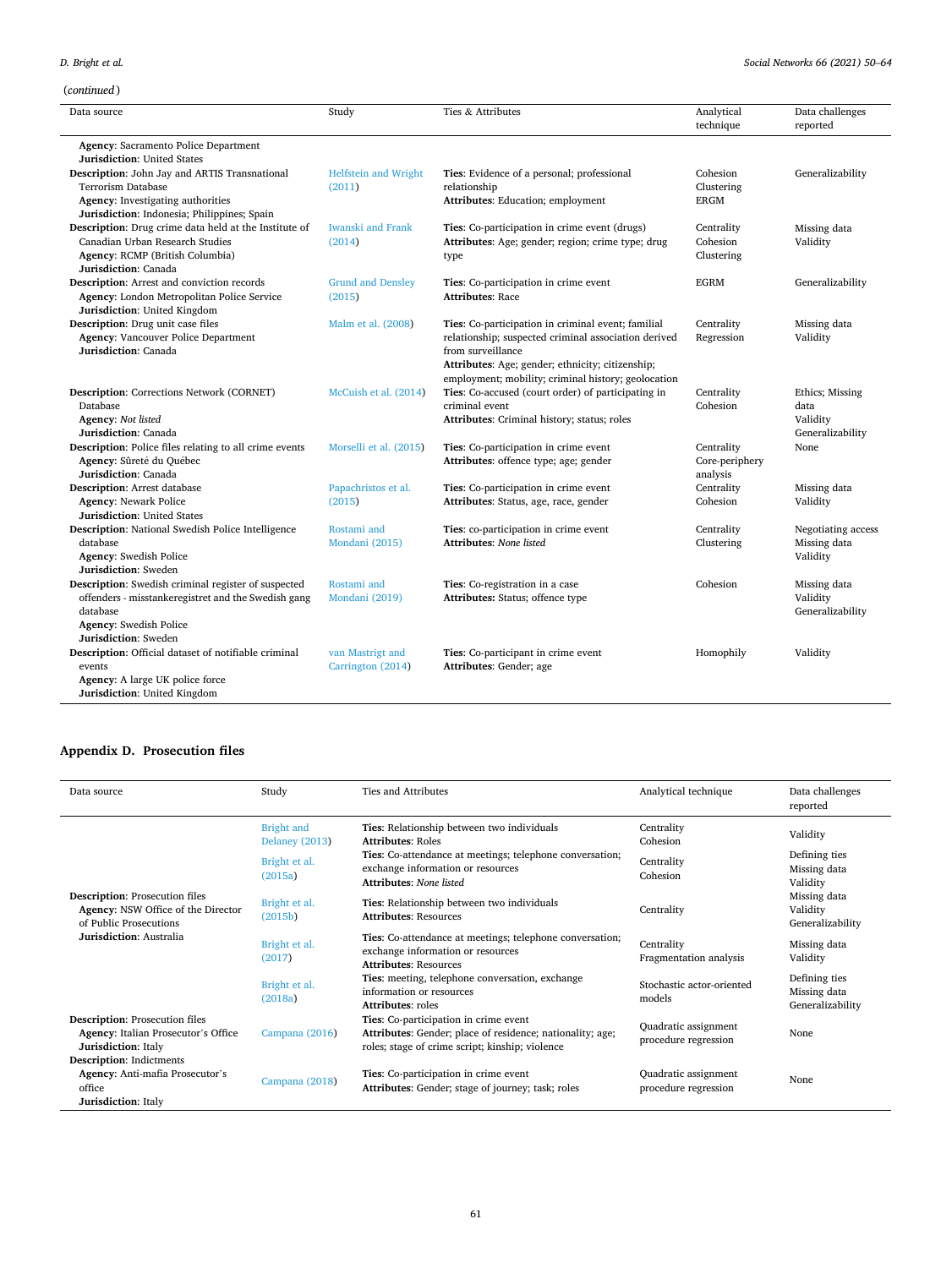(*continued*)

| Data source | Study | Ties & Attributes | Analytical technique | Data challenges reported |
|---|---|---|---|---|
| **Agency**: Sacramento Police Department<br>**Jurisdiction**: United States | | | | |
| **Description**: John Jay and ARTIS Transnational Terrorism Database<br>**Agency**: Investigating authorities<br>**Jurisdiction**: Indonesia; Philippines; Spain | Helfstein and Wright (2011) | **Ties**: Evidence of a personal; professional relationship<br>**Attributes**: Education; employment | Cohesion<br>Clustering<br>ERGM | Generalizability |
| **Description**: Drug crime data held at the Institute of Canadian Urban Research Studies<br>**Agency**: RCMP (British Columbia)<br>**Jurisdiction**: Canada | Iwanski and Frank (2014) | **Ties**: Co-participation in crime event (drugs)<br>**Attributes**: Age; gender; region; crime type; drug type | Centrality<br>Cohesion<br>Clustering | Missing data<br>Validity |
| **Description**: Arrest and conviction records<br>**Agency**: London Metropolitan Police Service<br>**Jurisdiction**: United Kingdom | Grund and Densley (2015) | **Ties**: Co-participation in crime event<br>**Attributes**: Race | EGRM | Generalizability |
| **Description**: Drug unit case files<br>**Agency**: Vancouver Police Department<br>**Jurisdiction**: Canada | Malm et al. (2008) | **Ties**: Co-participation in criminal event; familial relationship; suspected criminal association derived from surveillance<br>**Attributes**: Age; gender; ethnicity; citizenship; employment; mobility; criminal history; geolocation | Centrality<br>Regression | Missing data<br>Validity |
| **Description**: Corrections Network (CORNET) Database<br>**Agency**: *Not listed*<br>**Jurisdiction**: Canada | McCuish et al. (2014) | **Ties**: Co-accused (court order) of participating in criminal event<br>**Attributes**: Criminal history; status; roles | Centrality<br>Cohesion | Ethics; Missing data<br>Validity<br>Generalizability |
| **Description**: Police files relating to all crime events<br>**Agency**: Sûreté du Québec<br>**Jurisdiction**: Canada | Morselli et al. (2015) | **Ties**: Co-participation in crime event<br>**Attributes**: offence type; age; gender | Centrality<br>Core-periphery analysis | None |
| **Description**: Arrest database<br>**Agency**: Newark Police<br>**Jurisdiction**: United States | Papachristos et al. (2015) | **Ties**: Co-participation in crime event<br>**Attributes**: Status, age, race, gender | Centrality<br>Cohesion | Missing data<br>Validity |
| **Description**: National Swedish Police Intelligence database<br>**Agency**: Swedish Police<br>**Jurisdiction**: Sweden | Rostami and Mondani (2015) | **Ties**: co-participation in crime event<br>**Attributes**: *None listed* | Centrality<br>Clustering | Negotiating access<br>Missing data<br>Validity |
| **Description**: Swedish criminal register of suspected offenders - misstankeregistret and the Swedish gang database<br>**Agency**: Swedish Police<br>**Jurisdiction**: Sweden | Rostami and Mondani (2019) | **Ties**: Co-registration in a case<br>**Attributes:** Status; offence type | Cohesion | Missing data<br>Validity<br>Generalizability |
| **Description**: Official dataset of notifiable criminal events<br>**Agency**: A large UK police force<br>**Jurisdiction**: United Kingdom | van Mastrigt and Carrington (2014) | **Ties**: Co-participant in crime event<br>**Attributes**: Gender; age | Homophily | Validity |

## Appendix D. Prosecution files

| Data source | Study | Ties and Attributes | Analytical technique | Data challenges reported |
|---|---|---|---|---|
| **Description**: Prosecution files<br>**Agency**: NSW Office of the Director of Public Prosecutions<br>**Jurisdiction**: Australia | Bright and Delaney (2013) | **Ties**: Relationship between two individuals<br>**Attributes**: Roles | Centrality<br>Cohesion | Validity |
| | Bright et al. (2015a) | **Ties**: Co-attendance at meetings; telephone conversation; exchange information or resources<br>**Attributes**: *None listed* | Centrality<br>Cohesion | Defining ties<br>Missing data<br>Validity |
| | Bright et al. (2015b) | **Ties**: Relationship between two individuals<br>**Attributes**: Resources | Centrality | Missing data<br>Validity<br>Generalizability |
| | Bright et al. (2017) | **Ties**: Co-attendance at meetings; telephone conversation; exchange information or resources<br>**Attributes**: Resources | Centrality<br>Fragmentation analysis | Missing data<br>Validity |
| | Bright et al. (2018a) | **Ties**: meeting, telephone conversation, exchange information or resources<br>**Attributes**: roles | Stochastic actor-oriented models | Defining ties<br>Missing data<br>Generalizability |
| **Description**: Prosecution files<br>**Agency**: Italian Prosecutor's Office<br>**Jurisdiction**: Italy | Campana (2016) | **Ties**: Co-participation in crime event<br>**Attributes**: Gender; place of residence; nationality; age; roles; stage of crime script; kinship; violence | Quadratic assignment procedure regression | None |
| **Description**: Indictments<br>**Agency**: Anti-mafia Prosecutor's office<br>**Jurisdiction**: Italy | Campana (2018) | **Ties**: Co-participation in crime event<br>**Attributes**: Gender; stage of journey; task; roles | Quadratic assignment procedure regression | None |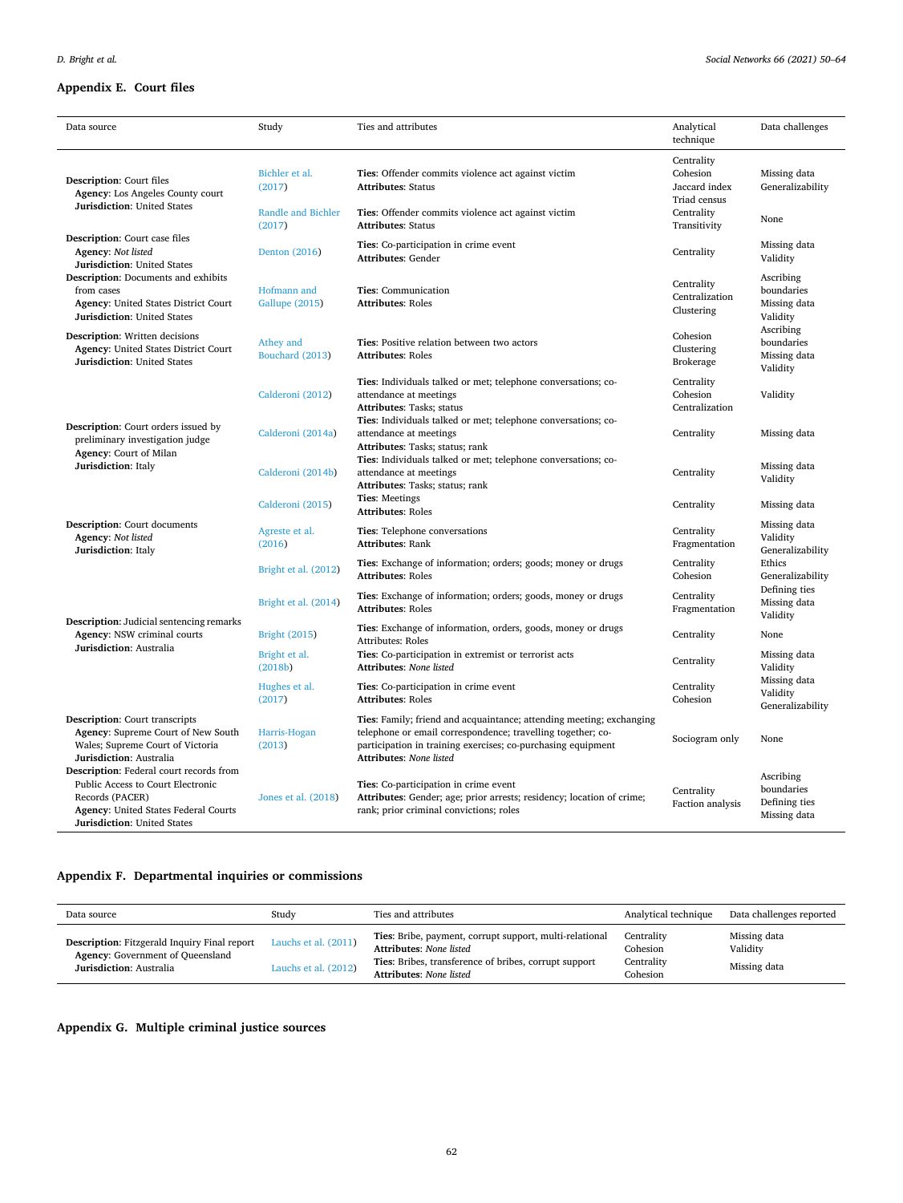## Appendix E. Court files

| Data source | Study | Ties and attributes | Analytical technique | Data challenges |
|---|---|---|---|---|
| **Description**: Court files<br>**Agency**: Los Angeles County court<br>**Jurisdiction**: United States | Bichler et al. (2017) | **Ties**: Offender commits violence act against victim<br>**Attributes**: Status | Centrality<br>Cohesion<br>Jaccard index<br>Triad census | Missing data<br>Generalizability |
| | Randle and Bichler (2017) | **Ties**: Offender commits violence act against victim<br>**Attributes**: Status | Centrality<br>Transitivity | None |
| **Description**: Court case files<br>**Agency**: *Not listed*<br>**Jurisdiction**: United States | Denton (2016) | **Ties**: Co-participation in crime event<br>**Attributes**: Gender | Centrality | Missing data<br>Validity |
| **Description**: Documents and exhibits from cases<br>**Agency**: United States District Court<br>**Jurisdiction**: United States | Hofmann and Gallupe (2015) | **Ties**: Communication<br>**Attributes**: Roles | Centrality<br>Centralization<br>Clustering | Ascribing boundaries<br>Missing data<br>Validity |
| **Description**: Written decisions<br>**Agency**: United States District Court<br>**Jurisdiction**: United States | Athey and Bouchard (2013) | **Ties**: Positive relation between two actors<br>**Attributes**: Roles | Cohesion<br>Clustering<br>Brokerage | Ascribing boundaries<br>Missing data<br>Validity |
| **Description**: Court orders issued by preliminary investigation judge<br>**Agency**: Court of Milan<br>**Jurisdiction**: Italy | Calderoni (2012) | **Ties**: Individuals talked or met; telephone conversations; co-attendance at meetings<br>**Attributes**: Tasks; status | Centrality<br>Cohesion<br>Centralization | Validity |
| | Calderoni (2014a) | **Ties**: Individuals talked or met; telephone conversations; co-attendance at meetings<br>**Attributes**: Tasks; status; rank | Centrality | Missing data |
| | Calderoni (2014b) | **Ties**: Individuals talked or met; telephone conversations; co-attendance at meetings<br>**Attributes**: Tasks; status; rank | Centrality | Missing data<br>Validity |
| | Calderoni (2015) | **Ties**: Meetings<br>**Attributes**: Roles | Centrality | Missing data |
| **Description**: Court documents<br>**Agency**: *Not listed*<br>**Jurisdiction**: Italy | Agreste et al. (2016) | **Ties**: Telephone conversations<br>**Attributes**: Rank | Centrality<br>Fragmentation | Missing data<br>Validity<br>Generalizability |
| **Description**: Judicial sentencing remarks<br>**Agency**: NSW criminal courts<br>**Jurisdiction**: Australia | Bright et al. (2012) | **Ties**: Exchange of information; orders; goods; money or drugs<br>**Attributes**: Roles | Centrality<br>Cohesion | Ethics<br>Generalizability |
| | Bright et al. (2014) | **Ties**: Exchange of information; orders; goods, money or drugs<br>**Attributes**: Roles | Centrality<br>Fragmentation | Defining ties<br>Missing data<br>Validity |
| | Bright (2015) | **Ties**: Exchange of information, orders, goods, money or drugs<br>Attributes: Roles | Centrality | None |
| | Bright et al. (2018b) | **Ties**: Co-participation in extremist or terrorist acts<br>**Attributes**: *None listed* | Centrality | Missing data<br>Validity |
| | Hughes et al. (2017) | **Ties**: Co-participation in crime event<br>**Attributes**: Roles | Centrality<br>Cohesion | Missing data<br>Validity<br>Generalizability |
| **Description**: Court transcripts<br>**Agency**: Supreme Court of New South Wales; Supreme Court of Victoria<br>**Jurisdiction**: Australia | Harris-Hogan (2013) | **Ties**: Family; friend and acquaintance; attending meeting; exchanging telephone or email correspondence; travelling together; co-participation in training exercises; co-purchasing equipment<br>**Attributes**: *None listed* | Sociogram only | None |
| **Description**: Federal court records from Public Access to Court Electronic Records (PACER)<br>**Agency**: United States Federal Courts<br>**Jurisdiction**: United States | Jones et al. (2018) | **Ties**: Co-participation in crime event<br>**Attributes**: Gender; age; prior arrests; residency; location of crime; rank; prior criminal convictions; roles | Centrality<br>Faction analysis | Ascribing boundaries<br>Defining ties<br>Missing data |

## Appendix F. Departmental inquiries or commissions

| Data source | Study | Ties and attributes | Analytical technique | Data challenges reported |
|---|---|---|---|---|
| **Description**: Fitzgerald Inquiry Final report<br>**Agency**: Government of Queensland<br>**Jurisdiction**: Australia | Lauchs et al. (2011) | **Ties**: Bribe, payment, corrupt support, multi-relational<br>**Attributes**: *None listed* | Centrality<br>Cohesion | Missing data<br>Validity |
| | Lauchs et al. (2012) | **Ties**: Bribes, transference of bribes, corrupt support<br>**Attributes**: *None listed* | Centrality<br>Cohesion | Missing data |

## Appendix G. Multiple criminal justice sources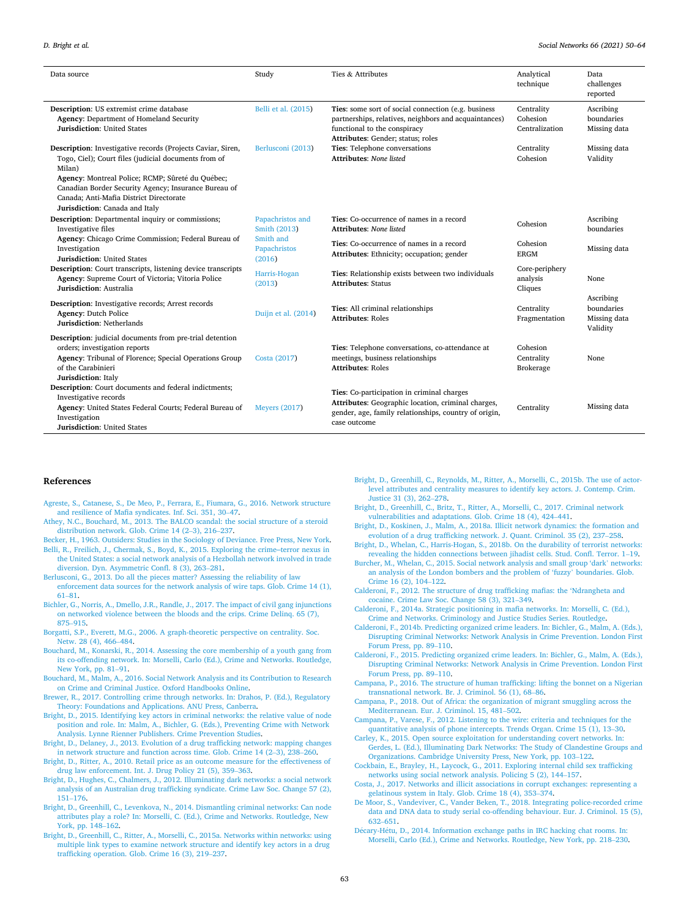| Data source | Study | Ties & Attributes | Analytical technique | Data challenges reported |
|---|---|---|---|---|
| **Description**: US extremist crime database<br>**Agency**: Department of Homeland Security<br>**Jurisdiction**: United States | Belli et al. (2015) | **Ties**: some sort of social connection (e.g. business partnerships, relatives, neighbors and acquaintances) functional to the conspiracy<br>**Attributes**: Gender; status; roles | Centrality<br>Cohesion<br>Centralization | Ascribing boundaries<br>Missing data |
| **Description**: Investigative records (Projects Caviar, Siren, Togo, Ciel); Court files (judicial documents from of Milan)<br>**Agency**: Montreal Police; RCMP; Sûreté du Québec; Canadian Border Security Agency; Insurance Bureau of Canada; Anti-Mafia District Directorate<br>**Jurisdiction**: Canada and Italy | Berlusconi (2013) | **Ties**: Telephone conversations<br>**Attributes**: *None listed* | Centrality<br>Cohesion | Missing data<br>Validity |
| **Description**: Departmental inquiry or commissions; Investigative files<br>**Agency**: Chicago Crime Commission; Federal Bureau of Investigation<br>**Jurisdiction**: United States | Papachristos and Smith (2013) | **Ties**: Co-occurrence of names in a record<br>**Attributes**: *None listed* | Cohesion | Ascribing boundaries |
| | Smith and Papachristos (2016) | **Ties**: Co-occurrence of names in a record<br>**Attributes**: Ethnicity; occupation; gender | Cohesion<br>ERGM | Missing data |
| **Description**: Court transcripts, listening device transcripts<br>**Agency**: Supreme Court of Victoria; Vitoria Police<br>**Jurisdiction**: Australia | Harris-Hogan (2013) | **Ties**: Relationship exists between two individuals<br>**Attributes**: Status | Core-periphery analysis<br>Cliques | None |
| **Description**: Investigative records; Arrest records<br>**Agency**: Dutch Police<br>**Jurisdiction**: Netherlands | Duijn et al. (2014) | **Ties**: All criminal relationships<br>**Attributes**: Roles | Centrality<br>Fragmentation | Ascribing boundaries<br>Missing data<br>Validity |
| **Description**: judicial documents from pre-trial detention orders; investigation reports<br>**Agency**: Tribunal of Florence; Special Operations Group of the Carabinieri<br>**Jurisdiction**: Italy | Costa (2017) | **Ties**: Telephone conversations, co-attendance at meetings, business relationships<br>**Attributes**: Roles | Cohesion<br>Centrality<br>Brokerage | None |
| **Description**: Court documents and federal indictments; Investigative records<br>**Agency**: United States Federal Courts; Federal Bureau of Investigation<br>**Jurisdiction**: United States | Meyers (2017) | **Ties**: Co-participation in criminal charges<br>**Attributes**: Geographic location, criminal charges, gender, age, family relationships, country of origin, case outcome | Centrality | Missing data |

## References

Agreste, S., Catanese, S., De Meo, P., Ferrara, E., Fiumara, G., 2016. Network structure and resilience of Mafia syndicates. Inf. Sci. 351, 30–47.

Athey, N.C., Bouchard, M., 2013. The BALCO scandal: the social structure of a steroid distribution network. Glob. Crime 14 (2–3), 216–237.

Becker, H., 1963. Outsiders: Studies in the Sociology of Deviance. Free Press, New York.

Belli, R., Freilich, J., Chermak, S., Boyd, K., 2015. Exploring the crime–terror nexus in the United States: a social network analysis of a Hezbollah network involved in trade diversion. Dyn. Asymmetric Confl. 8 (3), 263–281.

Berlusconi, G., 2013. Do all the pieces matter? Assessing the reliability of law enforcement data sources for the network analysis of wire taps. Glob. Crime 14 (1), 61–81.

Bichler, G., Norris, A., Dmello, J.R., Randle, J., 2017. The impact of civil gang injunctions on networked violence between the bloods and the crips. Crime Delinq. 65 (7), 875–915.

Borgatti, S.P., Everett, M.G., 2006. A graph-theoretic perspective on centrality. Soc. Netw. 28 (4), 466–484.

Bouchard, M., Konarski, R., 2014. Assessing the core membership of a youth gang from its co-offending network. In: Morselli, Carlo (Ed.), Crime and Networks. Routledge, New York, pp. 81–91.

Bouchard, M., Malm, A., 2016. Social Network Analysis and its Contribution to Research on Crime and Criminal Justice. Oxford Handbooks Online.

Brewer, R., 2017. Controlling crime through networks. In: Drahos, P. (Ed.), Regulatory Theory: Foundations and Applications. ANU Press, Canberra.

Bright, D., 2015. Identifying key actors in criminal networks: the relative value of node position and role. In: Malm, A., Bichler, G. (Eds.), Preventing Crime with Network Analysis. Lynne Rienner Publishers. Crime Prevention Studies.

Bright, D., Delaney, J., 2013. Evolution of a drug trafficking network: mapping changes in network structure and function across time. Glob. Crime 14 (2–3), 238–260.

Bright, D., Ritter, A., 2010. Retail price as an outcome measure for the effectiveness of drug law enforcement. Int. J. Drug Policy 21 (5), 359–363.

Bright, D., Hughes, C., Chalmers, J., 2012. Illuminating dark networks: a social network analysis of an Australian drug trafficking syndicate. Crime Law Soc. Change 57 (2), 151–176.

Bright, D., Greenhill, C., Levenkova, N., 2014. Dismantling criminal networks: Can node attributes play a role? In: Morselli, C. (Ed.), Crime and Networks. Routledge, New York, pp. 148–162.

Bright, D., Greenhill, C., Ritter, A., Morselli, C., 2015a. Networks within networks: using multiple link types to examine network structure and identify key actors in a drug trafficking operation. Glob. Crime 16 (3), 219–237.

Bright, D., Greenhill, C., Reynolds, M., Ritter, A., Morselli, C., 2015b. The use of actor-level attributes and centrality measures to identify key actors. J. Contemp. Crim. Justice 31 (3), 262–278.

Bright, D., Greenhill, C., Britz, T., Ritter, A., Morselli, C., 2017. Criminal network vulnerabilities and adaptations. Glob. Crime 18 (4), 424–441.

Bright, D., Koskinen, J., Malm, A., 2018a. Illicit network dynamics: the formation and evolution of a drug trafficking network. J. Quant. Criminol. 35 (2), 237–258.

Bright, D., Whelan, C., Harris-Hogan, S., 2018b. On the durability of terrorist networks: revealing the hidden connections between jihadist cells. Stud. Confl. Terror. 1–19.

Burcher, M., Whelan, C., 2015. Social network analysis and small group 'dark' networks: an analysis of the London bombers and the problem of 'fuzzy' boundaries. Glob. Crime 16 (2), 104–122.

Calderoni, F., 2012. The structure of drug trafficking mafias: the 'Ndrangheta and cocaine. Crime Law Soc. Change 58 (3), 321–349.

Calderoni, F., 2014a. Strategic positioning in mafia networks. In: Morselli, C. (Ed.), Crime and Networks. Criminology and Justice Studies Series. Routledge.

Calderoni, F., 2014b. Predicting organized crime leaders. In: Bichler, G., Malm, A. (Eds.), Disrupting Criminal Networks: Network Analysis in Crime Prevention. London First Forum Press, pp. 89–110.

Calderoni, F., 2015. Predicting organized crime leaders. In: Bichler, G., Malm, A. (Eds.), Disrupting Criminal Networks: Network Analysis in Crime Prevention. London First Forum Press, pp. 89–110.

Campana, P., 2016. The structure of human trafficking: lifting the bonnet on a Nigerian transnational network. Br. J. Criminol. 56 (1), 68–86.

Campana, P., 2018. Out of Africa: the organization of migrant smuggling across the Mediterranean. Eur. J. Criminol. 15, 481–502.

Campana, P., Varese, F., 2012. Listening to the wire: criteria and techniques for the quantitative analysis of phone intercepts. Trends Organ. Crime 15 (1), 13–30.

Carley, K., 2015. Open source exploitation for understanding covert networks. In: Gerdes, L. (Ed.), Illuminating Dark Networks: The Study of Clandestine Groups and Organizations. Cambridge University Press, New York, pp. 103–122.

Cockbain, E., Brayley, H., Laycock, G., 2011. Exploring internal child sex trafficking networks using social network analysis. Policing 5 (2), 144–157.

Costa, J., 2017. Networks and illicit associations in corrupt exchanges: representing a gelatinous system in Italy. Glob. Crime 18 (4), 353–374.

De Moor, S., Vandeviver, C., Vander Beken, T., 2018. Integrating police-recorded crime data and DNA data to study serial co-offending behaviour. Eur. J. Criminol. 15 (5), 632–651.

Décary-Hétu, D., 2014. Information exchange paths in IRC hacking chat rooms. In: Morselli, Carlo (Ed.), Crime and Networks. Routledge, New York, pp. 218–230.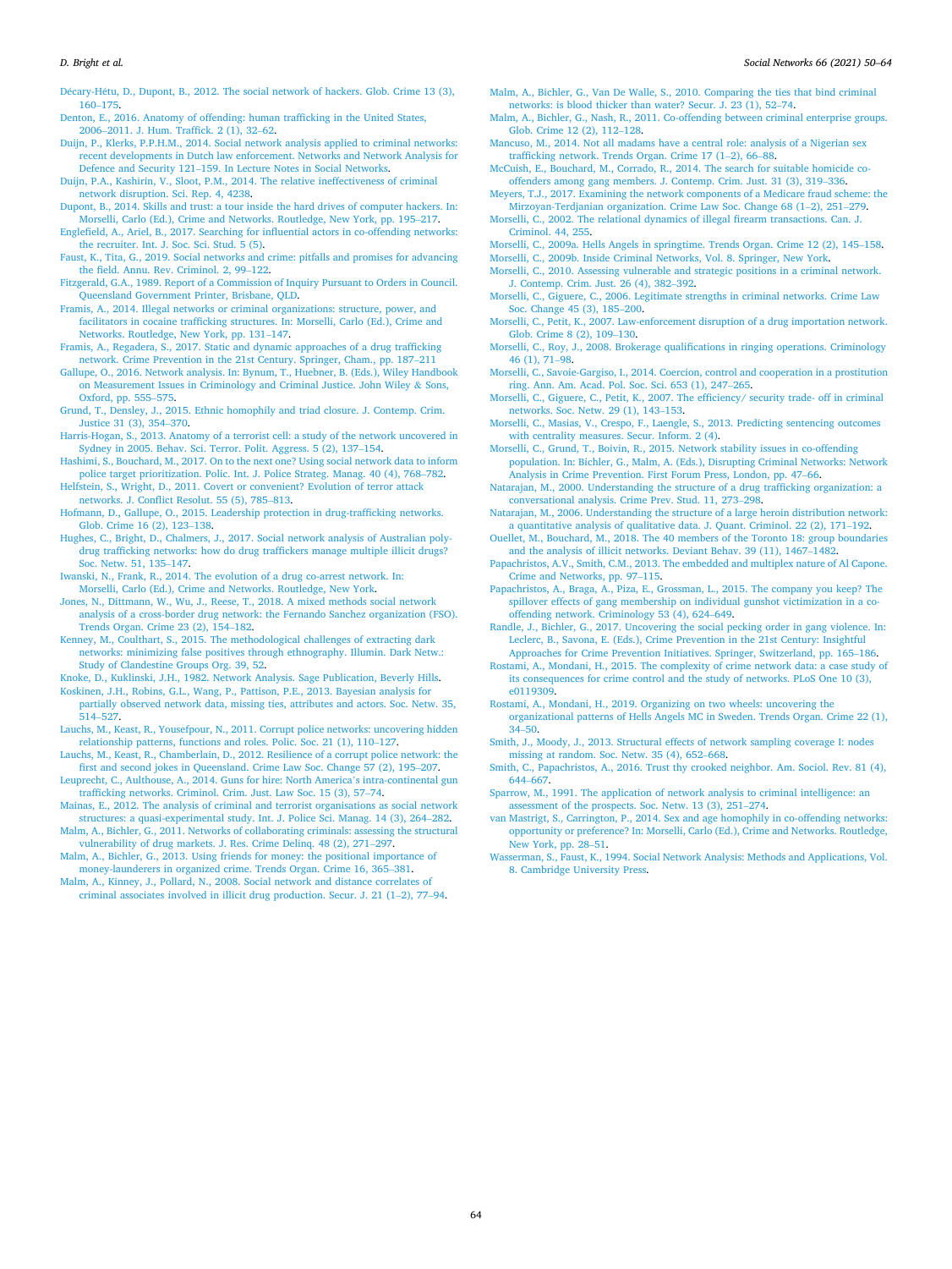Décary-Hétu, D., Dupont, B., 2012. The social network of hackers. Glob. Crime 13 (3), 160–175.

Denton, E., 2016. Anatomy of offending: human trafficking in the United States, 2006–2011. J. Hum. Traffick. 2 (1), 32–62.

Duijn, P., Klerks, P.P.H.M., 2014. Social network analysis applied to criminal networks: recent developments in Dutch law enforcement. Networks and Network Analysis for Defence and Security 121–159. In Lecture Notes in Social Networks.

Duijn, P.A., Kashirin, V., Sloot, P.M., 2014. The relative ineffectiveness of criminal network disruption. Sci. Rep. 4, 4238.

Dupont, B., 2014. Skills and trust: a tour inside the hard drives of computer hackers. In: Morselli, Carlo (Ed.), Crime and Networks. Routledge, New York, pp. 195–217.

Englefield, A., Ariel, B., 2017. Searching for influential actors in co-offending networks: the recruiter. Int. J. Soc. Sci. Stud. 5 (5).

Faust, K., Tita, G., 2019. Social networks and crime: pitfalls and promises for advancing the field. Annu. Rev. Criminol. 2, 99–122.

Fitzgerald, G.A., 1989. Report of a Commission of Inquiry Pursuant to Orders in Council. Queensland Government Printer, Brisbane, QLD.

Framis, A., 2014. Illegal networks or criminal organizations: structure, power, and facilitators in cocaine trafficking structures. In: Morselli, Carlo (Ed.), Crime and Networks. Routledge, New York, pp. 131–147.

Framis, A., Regadera, S., 2017. Static and dynamic approaches of a drug trafficking network. Crime Prevention in the 21st Century. Springer, Cham., pp. 187–211

Gallupe, O., 2016. Network analysis. In: Bynum, T., Huebner, B. (Eds.), Wiley Handbook on Measurement Issues in Criminology and Criminal Justice. John Wiley & Sons, Oxford, pp. 555–575.

Grund, T., Densley, J., 2015. Ethnic homophily and triad closure. J. Contemp. Crim. Justice 31 (3), 354–370.

Harris-Hogan, S., 2013. Anatomy of a terrorist cell: a study of the network uncovered in Sydney in 2005. Behav. Sci. Terror. Polit. Aggress. 5 (2), 137–154.

Hashimi, S., Bouchard, M., 2017. On to the next one? Using social network data to inform police target prioritization. Polic. Int. J. Police Strateg. Manag. 40 (4), 768–782.

Helfstein, S., Wright, D., 2011. Covert or convenient? Evolution of terror attack networks. J. Conflict Resolut. 55 (5), 785–813.

Hofmann, D., Gallupe, O., 2015. Leadership protection in drug-trafficking networks. Glob. Crime 16 (2), 123–138.

Hughes, C., Bright, D., Chalmers, J., 2017. Social network analysis of Australian poly-drug trafficking networks: how do drug traffickers manage multiple illicit drugs? Soc. Netw. 51, 135–147.

Iwanski, N., Frank, R., 2014. The evolution of a drug co-arrest network. In: Morselli, Carlo (Ed.), Crime and Networks. Routledge, New York.

Jones, N., Dittmann, W., Wu, J., Reese, T., 2018. A mixed methods social network analysis of a cross-border drug network: the Fernando Sanchez organization (FSO). Trends Organ. Crime 23 (2), 154–182.

Kenney, M., Coulthart, S., 2015. The methodological challenges of extracting dark networks: minimizing false positives through ethnography. Illumin. Dark Netw.: Study of Clandestine Groups Org. 39, 52.

Knoke, D., Kuklinski, J.H., 1982. Network Analysis. Sage Publication, Beverly Hills.

Koskinen, J.H., Robins, G.L., Wang, P., Pattison, P.E., 2013. Bayesian analysis for partially observed network data, missing ties, attributes and actors. Soc. Netw. 35, 514–527.

Lauchs, M., Keast, R., Yousefpour, N., 2011. Corrupt police networks: uncovering hidden relationship patterns, functions and roles. Polic. Soc. 21 (1), 110–127.

Lauchs, M., Keast, R., Chamberlain, D., 2012. Resilience of a corrupt police network: the first and second jokes in Queensland. Crime Law Soc. Change 57 (2), 195–207.

Leuprecht, C., Aulthouse, A., 2014. Guns for hire: North America's intra-continental gun trafficking networks. Criminol. Crim. Just. Law Soc. 15 (3), 57–74.

Mainas, E., 2012. The analysis of criminal and terrorist organisations as social network structures: a quasi-experimental study. Int. J. Police Sci. Manag. 14 (3), 264–282.

Malm, A., Bichler, G., 2011. Networks of collaborating criminals: assessing the structural vulnerability of drug markets. J. Res. Crime Delinq. 48 (2), 271–297.

Malm, A., Bichler, G., 2013. Using friends for money: the positional importance of money-launderers in organized crime. Trends Organ. Crime 16, 365–381.

Malm, A., Kinney, J., Pollard, N., 2008. Social network and distance correlates of criminal associates involved in illicit drug production. Secur. J. 21 (1–2), 77–94.

Malm, A., Bichler, G., Van De Walle, S., 2010. Comparing the ties that bind criminal networks: is blood thicker than water? Secur. J. 23 (1), 52–74.

Malm, A., Bichler, G., Nash, R., 2011. Co-offending between criminal enterprise groups. Glob. Crime 12 (2), 112–128.

Mancuso, M., 2014. Not all madams have a central role: analysis of a Nigerian sex trafficking network. Trends Organ. Crime 17 (1–2), 66–88.

McCuish, E., Bouchard, M., Corrado, R., 2014. The search for suitable homicide co-offenders among gang members. J. Contemp. Crim. Just. 31 (3), 319–336.

Meyers, T.J., 2017. Examining the network components of a Medicare fraud scheme: the Mirzoyan-Terdjanian organization. Crime Law Soc. Change 68 (1–2), 251–279.

Morselli, C., 2002. The relational dynamics of illegal firearm transactions. Can. J. Criminol. 44, 255.

Morselli, C., 2009a. Hells Angels in springtime. Trends Organ. Crime 12 (2), 145–158.

Morselli, C., 2009b. Inside Criminal Networks, Vol. 8. Springer, New York.

Morselli, C., 2010. Assessing vulnerable and strategic positions in a criminal network. J. Contemp. Crim. Just. 26 (4), 382–392.

Morselli, C., Giguere, C., 2006. Legitimate strengths in criminal networks. Crime Law Soc. Change 45 (3), 185–200.

Morselli, C., Petit, K., 2007. Law-enforcement disruption of a drug importation network. Glob. Crime 8 (2), 109–130.

Morselli, C., Roy, J., 2008. Brokerage qualifications in ringing operations. Criminology 46 (1), 71–98.

Morselli, C., Savoie-Gargiso, I., 2014. Coercion, control and cooperation in a prostitution ring. Ann. Am. Acad. Pol. Soc. Sci. 653 (1), 247–265.

Morselli, C., Giguere, C., Petit, K., 2007. The efficiency/ security trade- off in criminal networks. Soc. Netw. 29 (1), 143–153.

Morselli, C., Masias, V., Crespo, F., Laengle, S., 2013. Predicting sentencing outcomes with centrality measures. Secur. Inform. 2 (4).

Morselli, C., Grund, T., Boivin, R., 2015. Network stability issues in co-offending population. In: Bichler, G., Malm, A. (Eds.), Disrupting Criminal Networks: Network Analysis in Crime Prevention. First Forum Press, London, pp. 47–66.

Natarajan, M., 2000. Understanding the structure of a drug trafficking organization: a conversational analysis. Crime Prev. Stud. 11, 273–298.

Natarajan, M., 2006. Understanding the structure of a large heroin distribution network: a quantitative analysis of qualitative data. J. Quant. Criminol. 22 (2), 171–192.

Ouellet, M., Bouchard, M., 2018. The 40 members of the Toronto 18: group boundaries and the analysis of illicit networks. Deviant Behav. 39 (11), 1467–1482.

Papachristos, A.V., Smith, C.M., 2013. The embedded and multiplex nature of Al Capone. Crime and Networks, pp. 97–115.

Papachristos, A., Braga, A., Piza, E., Grossman, L., 2015. The company you keep? The spillover effects of gang membership on individual gunshot victimization in a co-offending network. Criminology 53 (4), 624–649.

Randle, J., Bichler, G., 2017. Uncovering the social pecking order in gang violence. In: Leclerc, B., Savona, E. (Eds.), Crime Prevention in the 21st Century: Insightful Approaches for Crime Prevention Initiatives. Springer, Switzerland, pp. 165–186.

Rostami, A., Mondani, H., 2015. The complexity of crime network data: a case study of its consequences for crime control and the study of networks. PLoS One 10 (3), e0119309.

Rostami, A., Mondani, H., 2019. Organizing on two wheels: uncovering the organizational patterns of Hells Angels MC in Sweden. Trends Organ. Crime 22 (1), 34–50.

Smith, J., Moody, J., 2013. Structural effects of network sampling coverage I: nodes missing at random. Soc. Netw. 35 (4), 652–668.

Smith, C., Papachristos, A., 2016. Trust thy crooked neighbor. Am. Sociol. Rev. 81 (4), 644–667.

Sparrow, M., 1991. The application of network analysis to criminal intelligence: an assessment of the prospects. Soc. Netw. 13 (3), 251–274.

van Mastrigt, S., Carrington, P., 2014. Sex and age homophily in co-offending networks: opportunity or preference? In: Morselli, Carlo (Ed.), Crime and Networks. Routledge, New York, pp. 28–51.

Wasserman, S., Faust, K., 1994. Social Network Analysis: Methods and Applications, Vol. 8. Cambridge University Press.